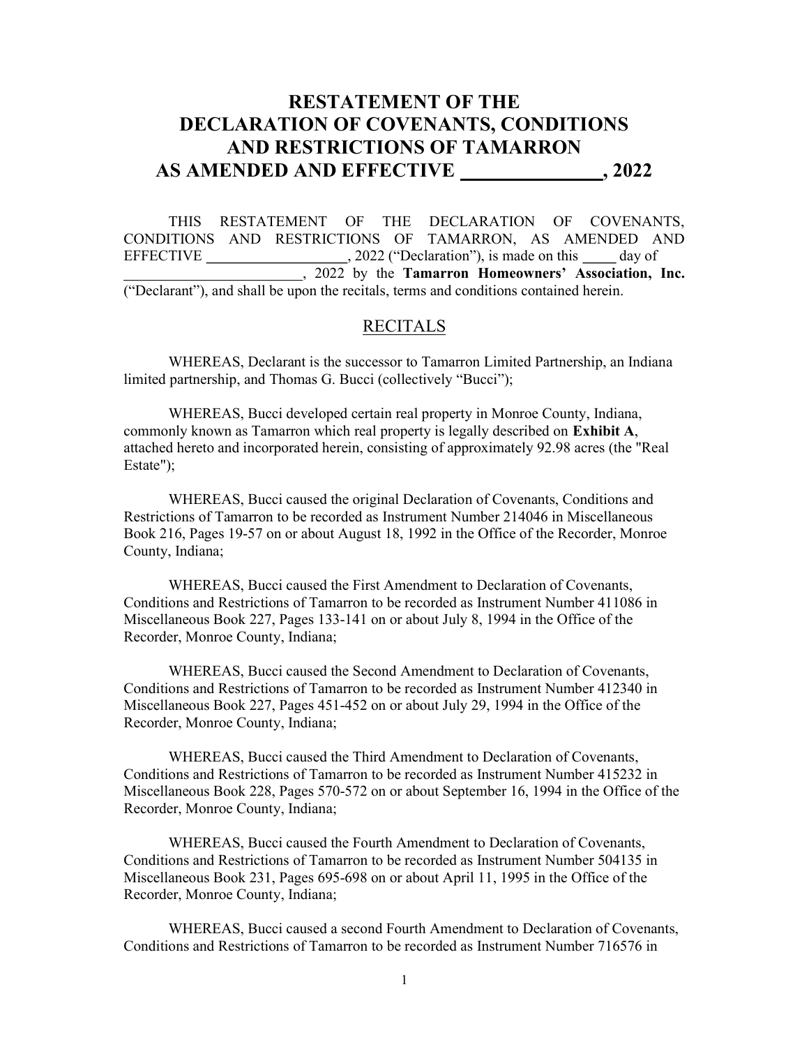# RESTATEMENT OF THE DECLARATION OF COVENANTS, CONDITIONS AND RESTRICTIONS OF TAMARRON AS AMENDED AND EFFECTIVE _______________, 2022

THIS RESTATEMENT OF THE DECLARATION OF COVENANTS, CONDITIONS AND RESTRICTIONS OF TAMARRON, AS AMENDED AND EFFECTIVE ____________________, 2022 ("Declaration"), is made on this _____ day of ________________________, 2022 by the **Tamarron Homeowners' Association, Inc.** ("Declarant"), and shall be upon the recitals, terms and conditions contained herein.

## RECITALS

WHEREAS, Declarant is the successor to Tamarron Limited Partnership, an Indiana limited partnership, and Thomas G. Bucci (collectively "Bucci");

WHEREAS, Bucci developed certain real property in Monroe County, Indiana, commonly known as Tamarron which real property is legally described on **Exhibit A**, attached hereto and incorporated herein, consisting of approximately 92.98 acres (the "Real Estate");

WHEREAS, Bucci caused the original Declaration of Covenants, Conditions and Restrictions of Tamarron to be recorded as Instrument Number 214046 in Miscellaneous Book 216, Pages 19-57 on or about August 18, 1992 in the Office of the Recorder, Monroe County, Indiana;

WHEREAS, Bucci caused the First Amendment to Declaration of Covenants, Conditions and Restrictions of Tamarron to be recorded as Instrument Number 411086 in Miscellaneous Book 227, Pages 133-141 on or about July 8, 1994 in the Office of the Recorder, Monroe County, Indiana;

WHEREAS, Bucci caused the Second Amendment to Declaration of Covenants, Conditions and Restrictions of Tamarron to be recorded as Instrument Number 412340 in Miscellaneous Book 227, Pages 451-452 on or about July 29, 1994 in the Office of the Recorder, Monroe County, Indiana;

WHEREAS, Bucci caused the Third Amendment to Declaration of Covenants, Conditions and Restrictions of Tamarron to be recorded as Instrument Number 415232 in Miscellaneous Book 228, Pages 570-572 on or about September 16, 1994 in the Office of the Recorder, Monroe County, Indiana;

WHEREAS, Bucci caused the Fourth Amendment to Declaration of Covenants, Conditions and Restrictions of Tamarron to be recorded as Instrument Number 504135 in Miscellaneous Book 231, Pages 695-698 on or about April 11, 1995 in the Office of the Recorder, Monroe County, Indiana;

WHEREAS, Bucci caused a second Fourth Amendment to Declaration of Covenants, Conditions and Restrictions of Tamarron to be recorded as Instrument Number 716576 in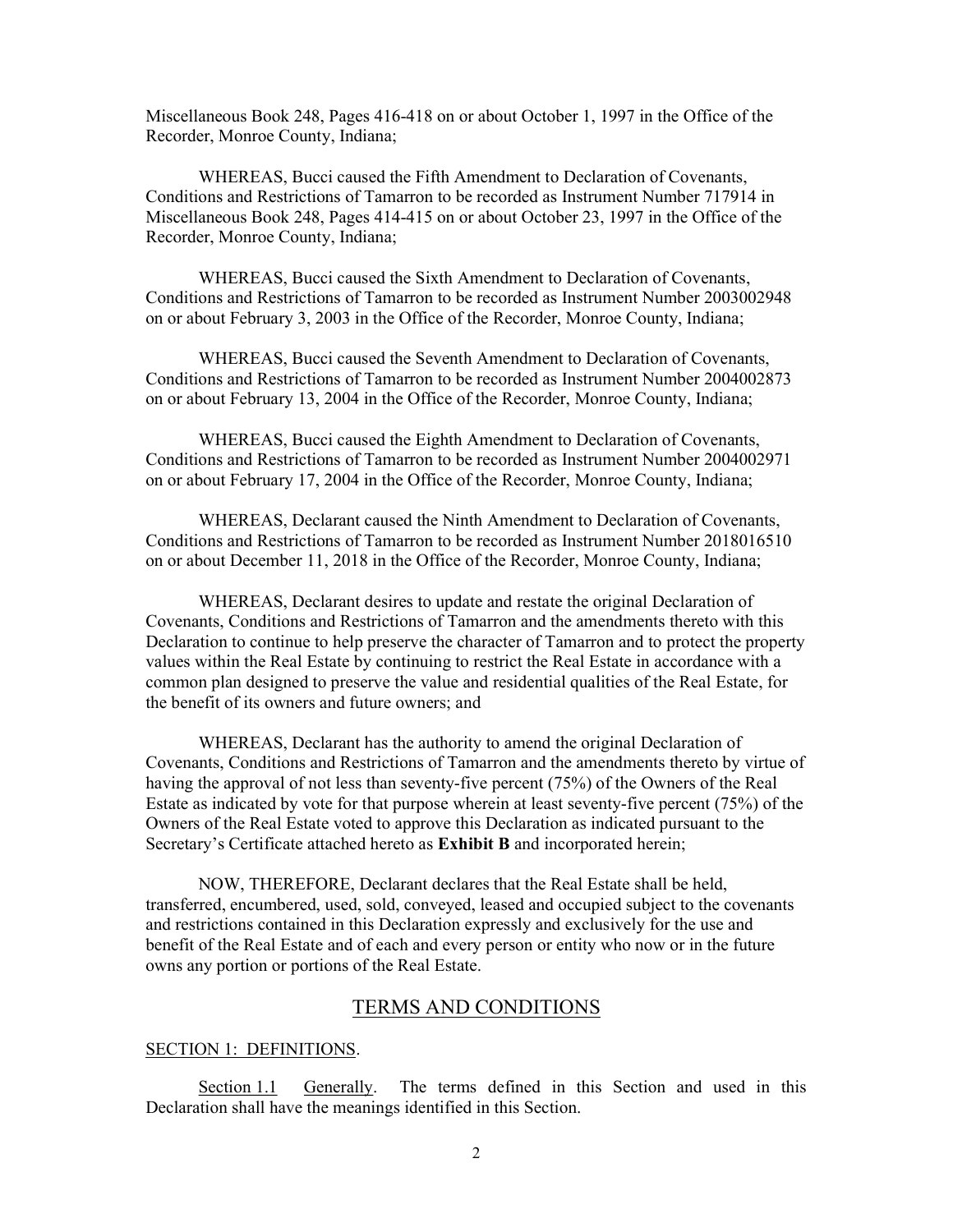Miscellaneous Book 248, Pages 416-418 on or about October 1, 1997 in the Office of the Recorder, Monroe County, Indiana;

WHEREAS, Bucci caused the Fifth Amendment to Declaration of Covenants, Conditions and Restrictions of Tamarron to be recorded as Instrument Number 717914 in Miscellaneous Book 248, Pages 414-415 on or about October 23, 1997 in the Office of the Recorder, Monroe County, Indiana;

WHEREAS, Bucci caused the Sixth Amendment to Declaration of Covenants, Conditions and Restrictions of Tamarron to be recorded as Instrument Number 2003002948 on or about February 3, 2003 in the Office of the Recorder, Monroe County, Indiana;

WHEREAS, Bucci caused the Seventh Amendment to Declaration of Covenants, Conditions and Restrictions of Tamarron to be recorded as Instrument Number 2004002873 on or about February 13, 2004 in the Office of the Recorder, Monroe County, Indiana;

WHEREAS, Bucci caused the Eighth Amendment to Declaration of Covenants, Conditions and Restrictions of Tamarron to be recorded as Instrument Number 2004002971 on or about February 17, 2004 in the Office of the Recorder, Monroe County, Indiana;

WHEREAS, Declarant caused the Ninth Amendment to Declaration of Covenants, Conditions and Restrictions of Tamarron to be recorded as Instrument Number 2018016510 on or about December 11, 2018 in the Office of the Recorder, Monroe County, Indiana;

WHEREAS, Declarant desires to update and restate the original Declaration of Covenants, Conditions and Restrictions of Tamarron and the amendments thereto with this Declaration to continue to help preserve the character of Tamarron and to protect the property values within the Real Estate by continuing to restrict the Real Estate in accordance with a common plan designed to preserve the value and residential qualities of the Real Estate, for the benefit of its owners and future owners; and

WHEREAS, Declarant has the authority to amend the original Declaration of Covenants, Conditions and Restrictions of Tamarron and the amendments thereto by virtue of having the approval of not less than seventy-five percent (75%) of the Owners of the Real Estate as indicated by vote for that purpose wherein at least seventy-five percent (75%) of the Owners of the Real Estate voted to approve this Declaration as indicated pursuant to the Secretary's Certificate attached hereto as **Exhibit B** and incorporated herein;

NOW, THEREFORE, Declarant declares that the Real Estate shall be held, transferred, encumbered, used, sold, conveyed, leased and occupied subject to the covenants and restrictions contained in this Declaration expressly and exclusively for the use and benefit of the Real Estate and of each and every person or entity who now or in the future owns any portion or portions of the Real Estate.

## TERMS AND CONDITIONS

### SECTION 1: DEFINITIONS.

Section 1.1 Generally. The terms defined in this Section and used in this Declaration shall have the meanings identified in this Section.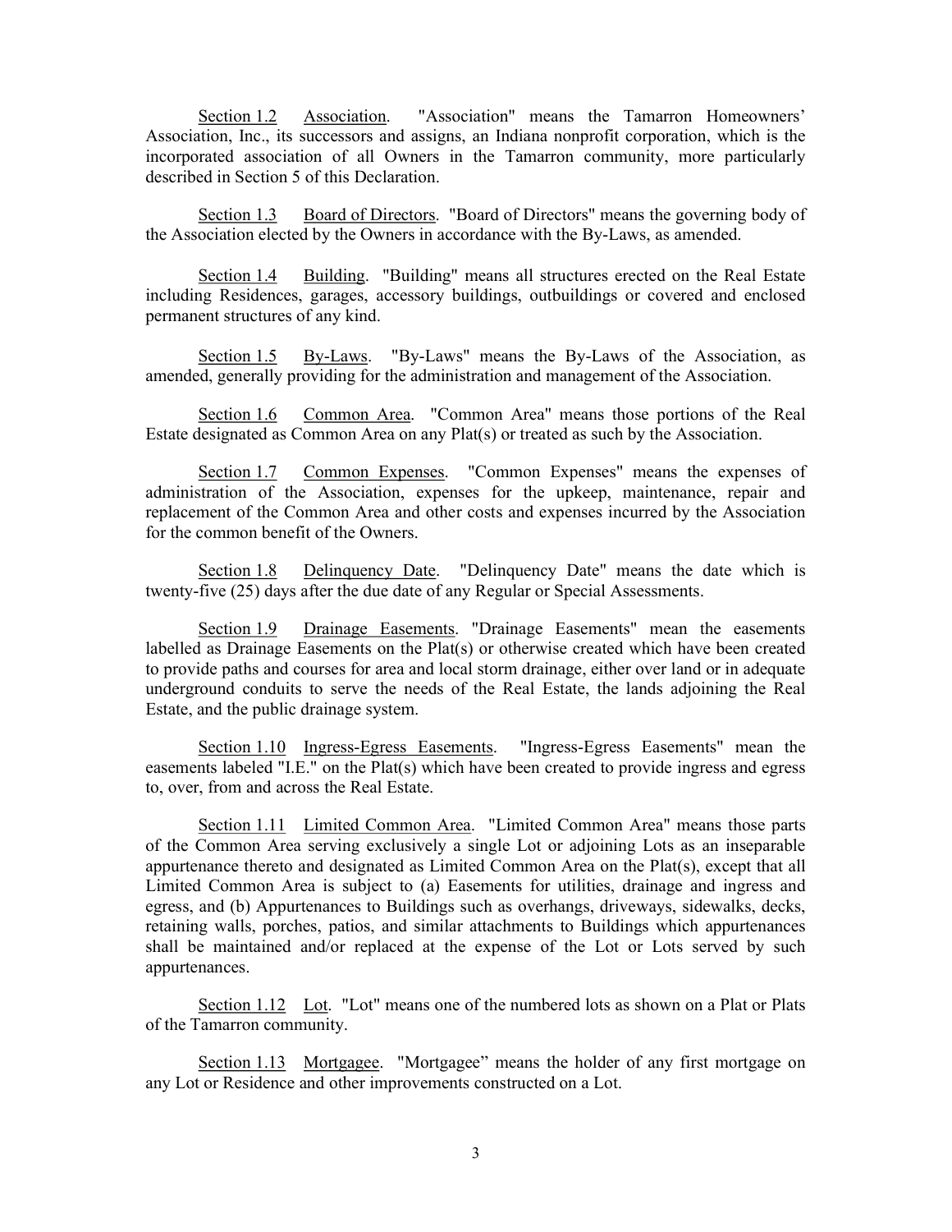Section 1.2 Association. "Association" means the Tamarron Homeowners' Association, Inc., its successors and assigns, an Indiana nonprofit corporation, which is the incorporated association of all Owners in the Tamarron community, more particularly described in Section 5 of this Declaration.

Section 1.3 Board of Directors. "Board of Directors" means the governing body of the Association elected by the Owners in accordance with the By-Laws, as amended.

Section 1.4 Building. "Building" means all structures erected on the Real Estate including Residences, garages, accessory buildings, outbuildings or covered and enclosed permanent structures of any kind.

Section 1.5 By-Laws. "By-Laws" means the By-Laws of the Association, as amended, generally providing for the administration and management of the Association.

Section 1.6 Common Area. "Common Area" means those portions of the Real Estate designated as Common Area on any Plat(s) or treated as such by the Association.

Section 1.7 Common Expenses. "Common Expenses" means the expenses of administration of the Association, expenses for the upkeep, maintenance, repair and replacement of the Common Area and other costs and expenses incurred by the Association for the common benefit of the Owners.

Section 1.8 Delinquency Date. "Delinquency Date" means the date which is twenty-five (25) days after the due date of any Regular or Special Assessments.

Section 1.9 Drainage Easements. "Drainage Easements" mean the easements labelled as Drainage Easements on the Plat(s) or otherwise created which have been created to provide paths and courses for area and local storm drainage, either over land or in adequate underground conduits to serve the needs of the Real Estate, the lands adjoining the Real Estate, and the public drainage system.

Section 1.10 Ingress-Egress Easements. "Ingress-Egress Easements" mean the easements labeled "I.E." on the Plat(s) which have been created to provide ingress and egress to, over, from and across the Real Estate.

Section 1.11 Limited Common Area. "Limited Common Area" means those parts of the Common Area serving exclusively a single Lot or adjoining Lots as an inseparable appurtenance thereto and designated as Limited Common Area on the Plat(s), except that all Limited Common Area is subject to (a) Easements for utilities, drainage and ingress and egress, and (b) Appurtenances to Buildings such as overhangs, driveways, sidewalks, decks, retaining walls, porches, patios, and similar attachments to Buildings which appurtenances shall be maintained and/or replaced at the expense of the Lot or Lots served by such appurtenances.

Section 1.12 Lot. "Lot" means one of the numbered lots as shown on a Plat or Plats of the Tamarron community.

Section 1.13 Mortgagee. "Mortgagee" means the holder of any first mortgage on any Lot or Residence and other improvements constructed on a Lot.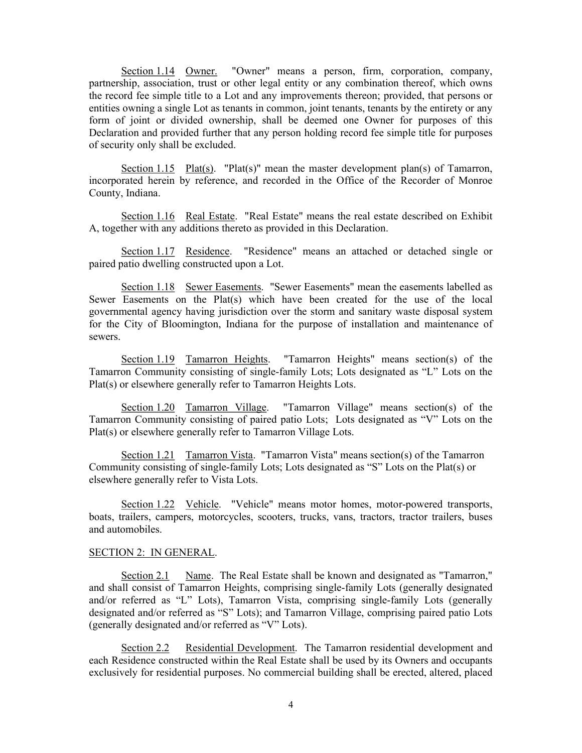Section 1.14 Owner. "Owner" means a person, firm, corporation, company, partnership, association, trust or other legal entity or any combination thereof, which owns the record fee simple title to a Lot and any improvements thereon; provided, that persons or entities owning a single Lot as tenants in common, joint tenants, tenants by the entirety or any form of joint or divided ownership, shall be deemed one Owner for purposes of this Declaration and provided further that any person holding record fee simple title for purposes of security only shall be excluded.

Section 1.15 Plat(s). "Plat(s)" mean the master development plan(s) of Tamarron, incorporated herein by reference, and recorded in the Office of the Recorder of Monroe County, Indiana.

Section 1.16 Real Estate. "Real Estate" means the real estate described on Exhibit A, together with any additions thereto as provided in this Declaration.

Section 1.17 Residence. "Residence" means an attached or detached single or paired patio dwelling constructed upon a Lot.

Section 1.18 Sewer Easements. "Sewer Easements" mean the easements labelled as Sewer Easements on the Plat(s) which have been created for the use of the local governmental agency having jurisdiction over the storm and sanitary waste disposal system for the City of Bloomington, Indiana for the purpose of installation and maintenance of sewers.

Section 1.19 Tamarron Heights. "Tamarron Heights" means section(s) of the Tamarron Community consisting of single-family Lots; Lots designated as "L" Lots on the Plat(s) or elsewhere generally refer to Tamarron Heights Lots.

Section 1.20 Tamarron Village. "Tamarron Village" means section(s) of the Tamarron Community consisting of paired patio Lots; Lots designated as "V" Lots on the Plat(s) or elsewhere generally refer to Tamarron Village Lots.

Section 1.21 Tamarron Vista. "Tamarron Vista" means section(s) of the Tamarron Community consisting of single-family Lots; Lots designated as "S" Lots on the Plat(s) or elsewhere generally refer to Vista Lots.

Section 1.22 Vehicle. "Vehicle" means motor homes, motor-powered transports, boats, trailers, campers, motorcycles, scooters, trucks, vans, tractors, tractor trailers, buses and automobiles.

## SECTION 2: IN GENERAL.

Section 2.1 Name. The Real Estate shall be known and designated as "Tamarron," and shall consist of Tamarron Heights, comprising single-family Lots (generally designated and/or referred as "L" Lots), Tamarron Vista, comprising single-family Lots (generally designated and/or referred as "S" Lots); and Tamarron Village, comprising paired patio Lots (generally designated and/or referred as "V" Lots).

Section 2.2 Residential Development. The Tamarron residential development and each Residence constructed within the Real Estate shall be used by its Owners and occupants exclusively for residential purposes. No commercial building shall be erected, altered, placed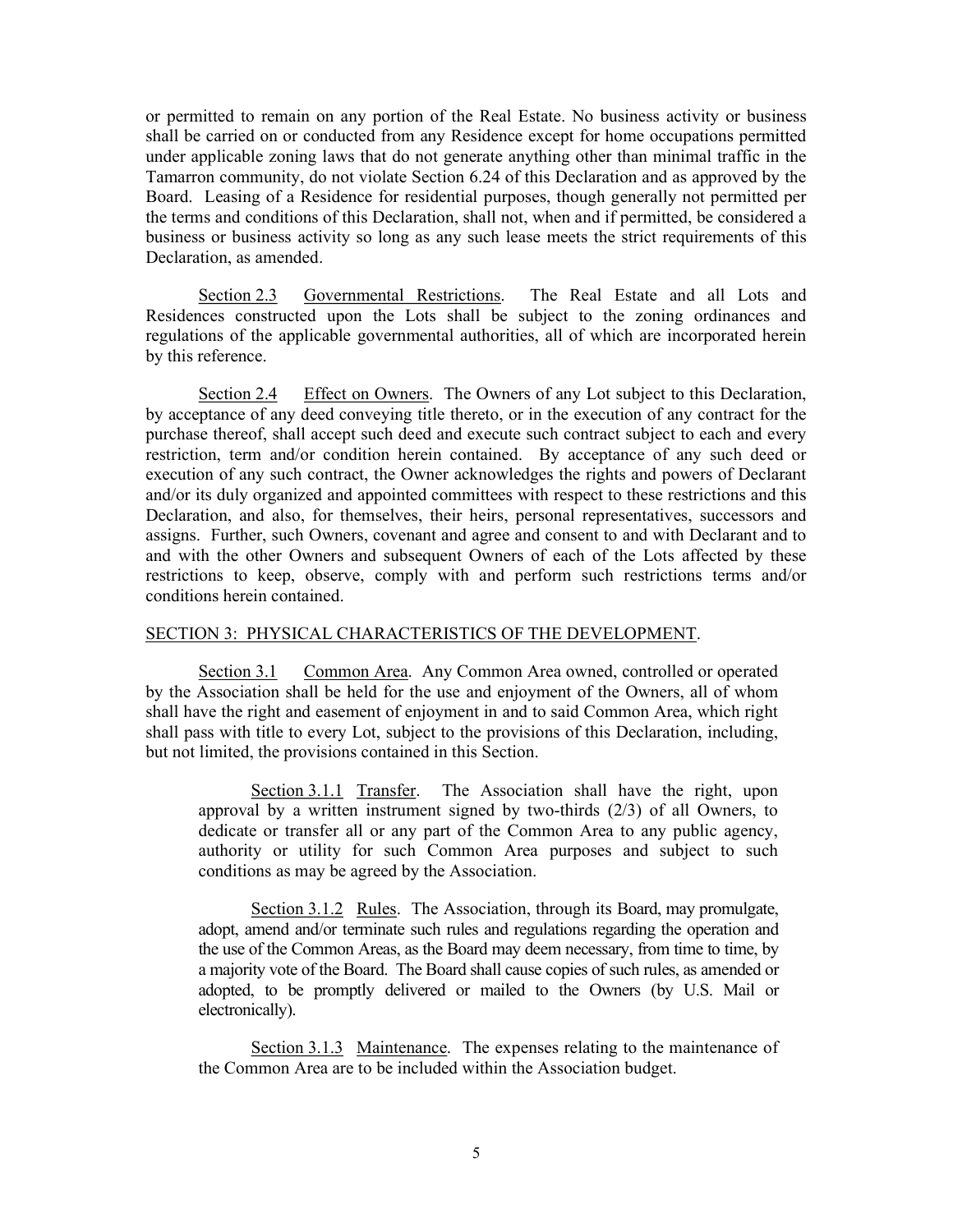or permitted to remain on any portion of the Real Estate. No business activity or business shall be carried on or conducted from any Residence except for home occupations permitted under applicable zoning laws that do not generate anything other than minimal traffic in the Tamarron community, do not violate Section 6.24 of this Declaration and as approved by the Board. Leasing of a Residence for residential purposes, though generally not permitted per the terms and conditions of this Declaration, shall not, when and if permitted, be considered a business or business activity so long as any such lease meets the strict requirements of this Declaration, as amended.

Section 2.3 Governmental Restrictions. The Real Estate and all Lots and Residences constructed upon the Lots shall be subject to the zoning ordinances and regulations of the applicable governmental authorities, all of which are incorporated herein by this reference.

Section 2.4 Effect on Owners. The Owners of any Lot subject to this Declaration, by acceptance of any deed conveying title thereto, or in the execution of any contract for the purchase thereof, shall accept such deed and execute such contract subject to each and every restriction, term and/or condition herein contained. By acceptance of any such deed or execution of any such contract, the Owner acknowledges the rights and powers of Declarant and/or its duly organized and appointed committees with respect to these restrictions and this Declaration, and also, for themselves, their heirs, personal representatives, successors and assigns. Further, such Owners, covenant and agree and consent to and with Declarant and to and with the other Owners and subsequent Owners of each of the Lots affected by these restrictions to keep, observe, comply with and perform such restrictions terms and/or conditions herein contained.

## SECTION 3: PHYSICAL CHARACTERISTICS OF THE DEVELOPMENT.

Section 3.1 Common Area. Any Common Area owned, controlled or operated by the Association shall be held for the use and enjoyment of the Owners, all of whom shall have the right and easement of enjoyment in and to said Common Area, which right shall pass with title to every Lot, subject to the provisions of this Declaration, including, but not limited, the provisions contained in this Section.

> Section 3.1.1 Transfer. The Association shall have the right, upon approval by a written instrument signed by two-thirds (2/3) of all Owners, to dedicate or transfer all or any part of the Common Area to any public agency, authority or utility for such Common Area purposes and subject to such conditions as may be agreed by the Association.
>
> Section 3.1.2 Rules. The Association, through its Board, may promulgate, adopt, amend and/or terminate such rules and regulations regarding the operation and the use of the Common Areas, as the Board may deem necessary, from time to time, by a majority vote of the Board. The Board shall cause copies of such rules, as amended or adopted, to be promptly delivered or mailed to the Owners (by U.S. Mail or electronically).
>
> Section 3.1.3 Maintenance. The expenses relating to the maintenance of the Common Area are to be included within the Association budget.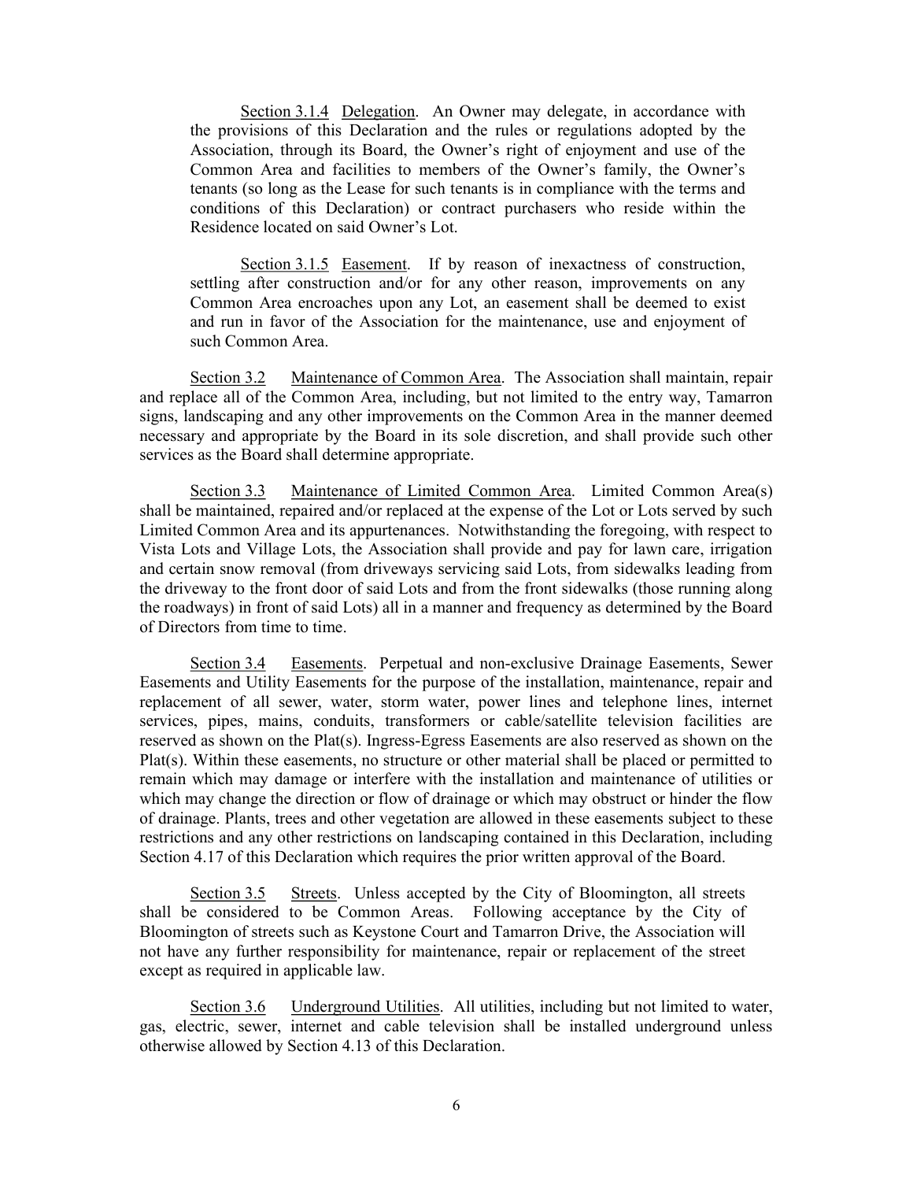Section 3.1.4 Delegation. An Owner may delegate, in accordance with the provisions of this Declaration and the rules or regulations adopted by the Association, through its Board, the Owner's right of enjoyment and use of the Common Area and facilities to members of the Owner's family, the Owner's tenants (so long as the Lease for such tenants is in compliance with the terms and conditions of this Declaration) or contract purchasers who reside within the Residence located on said Owner's Lot.

Section 3.1.5 Easement. If by reason of inexactness of construction, settling after construction and/or for any other reason, improvements on any Common Area encroaches upon any Lot, an easement shall be deemed to exist and run in favor of the Association for the maintenance, use and enjoyment of such Common Area.

Section 3.2 Maintenance of Common Area. The Association shall maintain, repair and replace all of the Common Area, including, but not limited to the entry way, Tamarron signs, landscaping and any other improvements on the Common Area in the manner deemed necessary and appropriate by the Board in its sole discretion, and shall provide such other services as the Board shall determine appropriate.

Section 3.3 Maintenance of Limited Common Area. Limited Common Area(s) shall be maintained, repaired and/or replaced at the expense of the Lot or Lots served by such Limited Common Area and its appurtenances. Notwithstanding the foregoing, with respect to Vista Lots and Village Lots, the Association shall provide and pay for lawn care, irrigation and certain snow removal (from driveways servicing said Lots, from sidewalks leading from the driveway to the front door of said Lots and from the front sidewalks (those running along the roadways) in front of said Lots) all in a manner and frequency as determined by the Board of Directors from time to time.

Section 3.4 Easements. Perpetual and non-exclusive Drainage Easements, Sewer Easements and Utility Easements for the purpose of the installation, maintenance, repair and replacement of all sewer, water, storm water, power lines and telephone lines, internet services, pipes, mains, conduits, transformers or cable/satellite television facilities are reserved as shown on the Plat(s). Ingress-Egress Easements are also reserved as shown on the Plat(s). Within these easements, no structure or other material shall be placed or permitted to remain which may damage or interfere with the installation and maintenance of utilities or which may change the direction or flow of drainage or which may obstruct or hinder the flow of drainage. Plants, trees and other vegetation are allowed in these easements subject to these restrictions and any other restrictions on landscaping contained in this Declaration, including Section 4.17 of this Declaration which requires the prior written approval of the Board.

Section 3.5 Streets. Unless accepted by the City of Bloomington, all streets shall be considered to be Common Areas. Following acceptance by the City of Bloomington of streets such as Keystone Court and Tamarron Drive, the Association will not have any further responsibility for maintenance, repair or replacement of the street except as required in applicable law.

Section 3.6 Underground Utilities. All utilities, including but not limited to water, gas, electric, sewer, internet and cable television shall be installed underground unless otherwise allowed by Section 4.13 of this Declaration.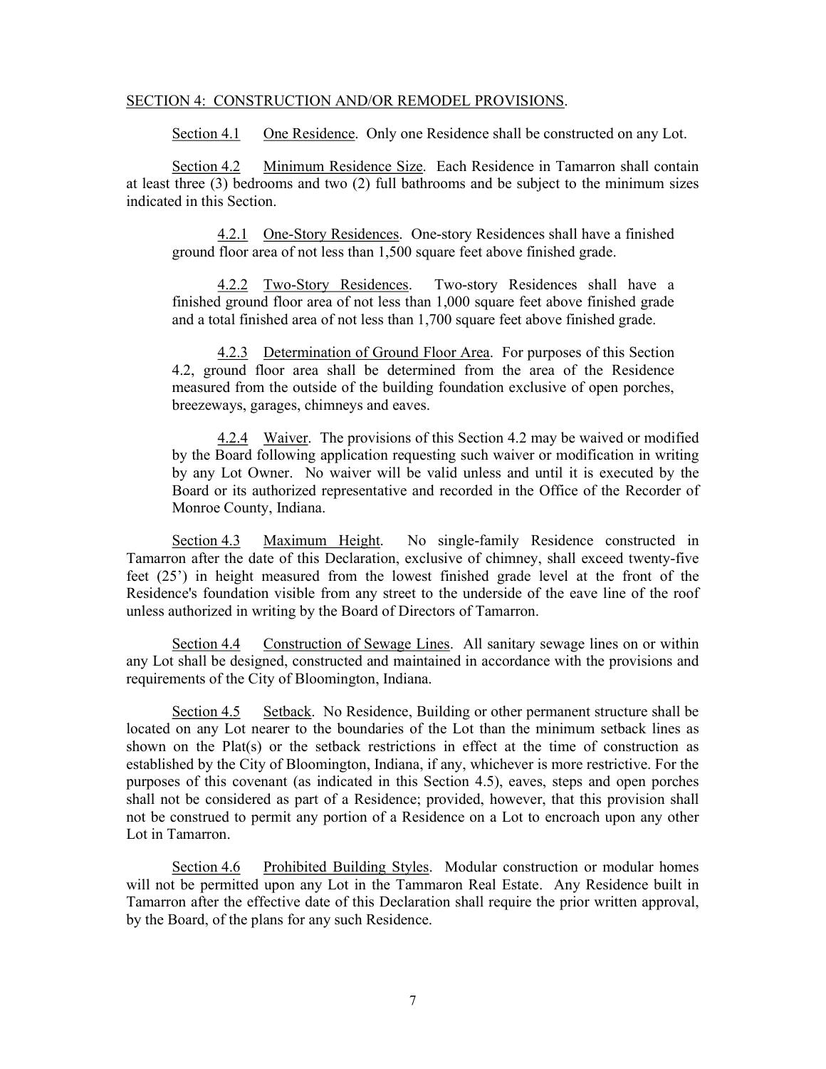SECTION 4: CONSTRUCTION AND/OR REMODEL PROVISIONS.

Section 4.1 One Residence. Only one Residence shall be constructed on any Lot.

Section 4.2 Minimum Residence Size. Each Residence in Tamarron shall contain at least three (3) bedrooms and two (2) full bathrooms and be subject to the minimum sizes indicated in this Section.

> 4.2.1 One-Story Residences. One-story Residences shall have a finished ground floor area of not less than 1,500 square feet above finished grade.
>
> 4.2.2 Two-Story Residences. Two-story Residences shall have a finished ground floor area of not less than 1,000 square feet above finished grade and a total finished area of not less than 1,700 square feet above finished grade.
>
> 4.2.3 Determination of Ground Floor Area. For purposes of this Section 4.2, ground floor area shall be determined from the area of the Residence measured from the outside of the building foundation exclusive of open porches, breezeways, garages, chimneys and eaves.
>
> 4.2.4 Waiver. The provisions of this Section 4.2 may be waived or modified by the Board following application requesting such waiver or modification in writing by any Lot Owner. No waiver will be valid unless and until it is executed by the Board or its authorized representative and recorded in the Office of the Recorder of Monroe County, Indiana.

Section 4.3 Maximum Height. No single-family Residence constructed in Tamarron after the date of this Declaration, exclusive of chimney, shall exceed twenty-five feet (25') in height measured from the lowest finished grade level at the front of the Residence's foundation visible from any street to the underside of the eave line of the roof unless authorized in writing by the Board of Directors of Tamarron.

Section 4.4 Construction of Sewage Lines. All sanitary sewage lines on or within any Lot shall be designed, constructed and maintained in accordance with the provisions and requirements of the City of Bloomington, Indiana.

Section 4.5 Setback. No Residence, Building or other permanent structure shall be located on any Lot nearer to the boundaries of the Lot than the minimum setback lines as shown on the Plat(s) or the setback restrictions in effect at the time of construction as established by the City of Bloomington, Indiana, if any, whichever is more restrictive. For the purposes of this covenant (as indicated in this Section 4.5), eaves, steps and open porches shall not be considered as part of a Residence; provided, however, that this provision shall not be construed to permit any portion of a Residence on a Lot to encroach upon any other Lot in Tamarron.

Section 4.6 Prohibited Building Styles. Modular construction or modular homes will not be permitted upon any Lot in the Tammaron Real Estate. Any Residence built in Tamarron after the effective date of this Declaration shall require the prior written approval, by the Board, of the plans for any such Residence.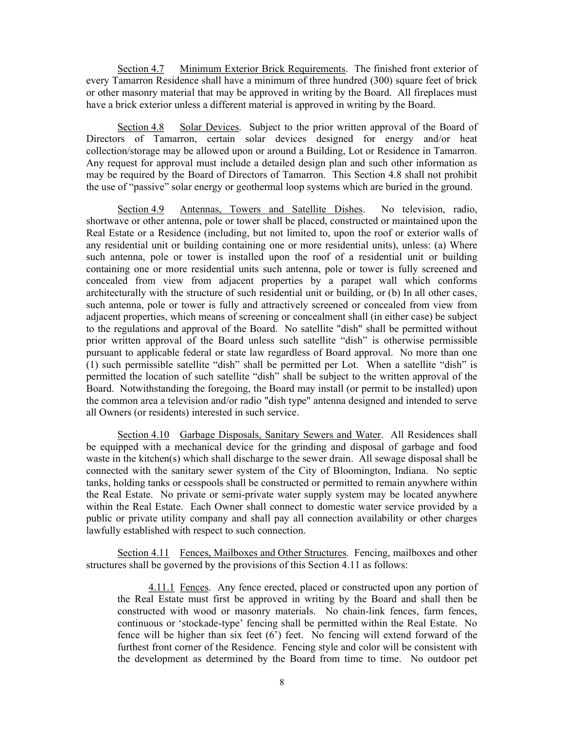Section 4.7 Minimum Exterior Brick Requirements. The finished front exterior of every Tamarron Residence shall have a minimum of three hundred (300) square feet of brick or other masonry material that may be approved in writing by the Board. All fireplaces must have a brick exterior unless a different material is approved in writing by the Board.

Section 4.8 Solar Devices. Subject to the prior written approval of the Board of Directors of Tamarron, certain solar devices designed for energy and/or heat collection/storage may be allowed upon or around a Building, Lot or Residence in Tamarron. Any request for approval must include a detailed design plan and such other information as may be required by the Board of Directors of Tamarron. This Section 4.8 shall not prohibit the use of "passive" solar energy or geothermal loop systems which are buried in the ground.

Section 4.9 Antennas, Towers and Satellite Dishes. No television, radio, shortwave or other antenna, pole or tower shall be placed, constructed or maintained upon the Real Estate or a Residence (including, but not limited to, upon the roof or exterior walls of any residential unit or building containing one or more residential units), unless: (a) Where such antenna, pole or tower is installed upon the roof of a residential unit or building containing one or more residential units such antenna, pole or tower is fully screened and concealed from view from adjacent properties by a parapet wall which conforms architecturally with the structure of such residential unit or building, or (b) In all other cases, such antenna, pole or tower is fully and attractively screened or concealed from view from adjacent properties, which means of screening or concealment shall (in either case) be subject to the regulations and approval of the Board. No satellite "dish" shall be permitted without prior written approval of the Board unless such satellite "dish" is otherwise permissible pursuant to applicable federal or state law regardless of Board approval. No more than one (1) such permissible satellite "dish" shall be permitted per Lot. When a satellite "dish" is permitted the location of such satellite "dish" shall be subject to the written approval of the Board. Notwithstanding the foregoing, the Board may install (or permit to be installed) upon the common area a television and/or radio "dish type" antenna designed and intended to serve all Owners (or residents) interested in such service.

Section 4.10 Garbage Disposals, Sanitary Sewers and Water. All Residences shall be equipped with a mechanical device for the grinding and disposal of garbage and food waste in the kitchen(s) which shall discharge to the sewer drain. All sewage disposal shall be connected with the sanitary sewer system of the City of Bloomington, Indiana. No septic tanks, holding tanks or cesspools shall be constructed or permitted to remain anywhere within the Real Estate. No private or semi-private water supply system may be located anywhere within the Real Estate. Each Owner shall connect to domestic water service provided by a public or private utility company and shall pay all connection availability or other charges lawfully established with respect to such connection.

Section 4.11 Fences, Mailboxes and Other Structures. Fencing, mailboxes and other structures shall be governed by the provisions of this Section 4.11 as follows:

4.11.1 Fences. Any fence erected, placed or constructed upon any portion of the Real Estate must first be approved in writing by the Board and shall then be constructed with wood or masonry materials. No chain-link fences, farm fences, continuous or 'stockade-type' fencing shall be permitted within the Real Estate. No fence will be higher than six feet (6') feet. No fencing will extend forward of the furthest front corner of the Residence. Fencing style and color will be consistent with the development as determined by the Board from time to time. No outdoor pet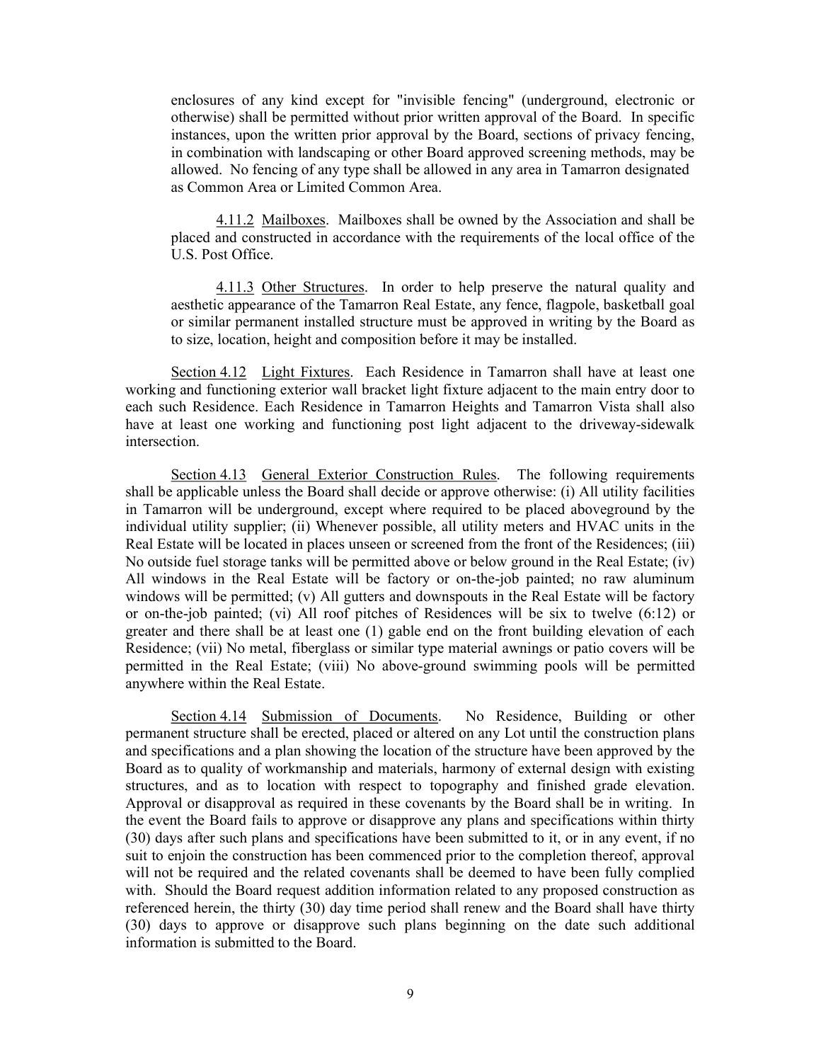enclosures of any kind except for "invisible fencing" (underground, electronic or otherwise) shall be permitted without prior written approval of the Board. In specific instances, upon the written prior approval by the Board, sections of privacy fencing, in combination with landscaping or other Board approved screening methods, may be allowed. No fencing of any type shall be allowed in any area in Tamarron designated as Common Area or Limited Common Area.

4.11.2 Mailboxes. Mailboxes shall be owned by the Association and shall be placed and constructed in accordance with the requirements of the local office of the U.S. Post Office.

4.11.3 Other Structures. In order to help preserve the natural quality and aesthetic appearance of the Tamarron Real Estate, any fence, flagpole, basketball goal or similar permanent installed structure must be approved in writing by the Board as to size, location, height and composition before it may be installed.

Section 4.12 Light Fixtures. Each Residence in Tamarron shall have at least one working and functioning exterior wall bracket light fixture adjacent to the main entry door to each such Residence. Each Residence in Tamarron Heights and Tamarron Vista shall also have at least one working and functioning post light adjacent to the driveway-sidewalk intersection.

Section 4.13 General Exterior Construction Rules. The following requirements shall be applicable unless the Board shall decide or approve otherwise: (i) All utility facilities in Tamarron will be underground, except where required to be placed aboveground by the individual utility supplier; (ii) Whenever possible, all utility meters and HVAC units in the Real Estate will be located in places unseen or screened from the front of the Residences; (iii) No outside fuel storage tanks will be permitted above or below ground in the Real Estate; (iv) All windows in the Real Estate will be factory or on-the-job painted; no raw aluminum windows will be permitted; (v) All gutters and downspouts in the Real Estate will be factory or on-the-job painted; (vi) All roof pitches of Residences will be six to twelve (6:12) or greater and there shall be at least one (1) gable end on the front building elevation of each Residence; (vii) No metal, fiberglass or similar type material awnings or patio covers will be permitted in the Real Estate; (viii) No above-ground swimming pools will be permitted anywhere within the Real Estate.

Section 4.14 Submission of Documents. No Residence, Building or other permanent structure shall be erected, placed or altered on any Lot until the construction plans and specifications and a plan showing the location of the structure have been approved by the Board as to quality of workmanship and materials, harmony of external design with existing structures, and as to location with respect to topography and finished grade elevation. Approval or disapproval as required in these covenants by the Board shall be in writing. In the event the Board fails to approve or disapprove any plans and specifications within thirty (30) days after such plans and specifications have been submitted to it, or in any event, if no suit to enjoin the construction has been commenced prior to the completion thereof, approval will not be required and the related covenants shall be deemed to have been fully complied with. Should the Board request addition information related to any proposed construction as referenced herein, the thirty (30) day time period shall renew and the Board shall have thirty (30) days to approve or disapprove such plans beginning on the date such additional information is submitted to the Board.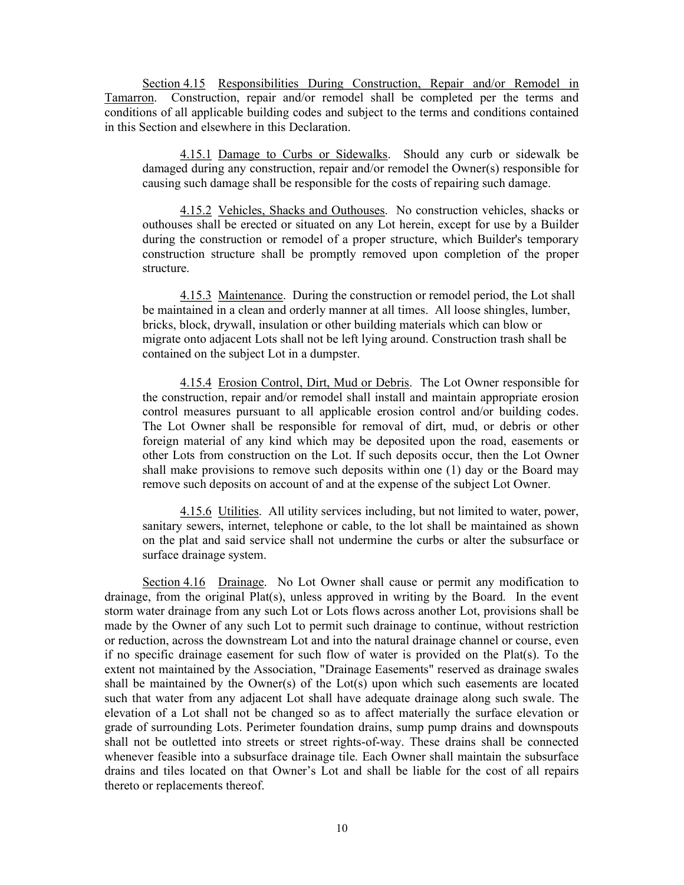Section 4.15 Responsibilities During Construction, Repair and/or Remodel in Tamarron. Construction, repair and/or remodel shall be completed per the terms and conditions of all applicable building codes and subject to the terms and conditions contained in this Section and elsewhere in this Declaration.

4.15.1 Damage to Curbs or Sidewalks. Should any curb or sidewalk be damaged during any construction, repair and/or remodel the Owner(s) responsible for causing such damage shall be responsible for the costs of repairing such damage.

4.15.2 Vehicles, Shacks and Outhouses. No construction vehicles, shacks or outhouses shall be erected or situated on any Lot herein, except for use by a Builder during the construction or remodel of a proper structure, which Builder's temporary construction structure shall be promptly removed upon completion of the proper structure.

4.15.3 Maintenance. During the construction or remodel period, the Lot shall be maintained in a clean and orderly manner at all times. All loose shingles, lumber, bricks, block, drywall, insulation or other building materials which can blow or migrate onto adjacent Lots shall not be left lying around. Construction trash shall be contained on the subject Lot in a dumpster.

4.15.4 Erosion Control, Dirt, Mud or Debris. The Lot Owner responsible for the construction, repair and/or remodel shall install and maintain appropriate erosion control measures pursuant to all applicable erosion control and/or building codes. The Lot Owner shall be responsible for removal of dirt, mud, or debris or other foreign material of any kind which may be deposited upon the road, easements or other Lots from construction on the Lot. If such deposits occur, then the Lot Owner shall make provisions to remove such deposits within one (1) day or the Board may remove such deposits on account of and at the expense of the subject Lot Owner.

4.15.6 Utilities. All utility services including, but not limited to water, power, sanitary sewers, internet, telephone or cable, to the lot shall be maintained as shown on the plat and said service shall not undermine the curbs or alter the subsurface or surface drainage system.

Section 4.16 Drainage. No Lot Owner shall cause or permit any modification to drainage, from the original Plat(s), unless approved in writing by the Board. In the event storm water drainage from any such Lot or Lots flows across another Lot, provisions shall be made by the Owner of any such Lot to permit such drainage to continue, without restriction or reduction, across the downstream Lot and into the natural drainage channel or course, even if no specific drainage easement for such flow of water is provided on the Plat(s). To the extent not maintained by the Association, "Drainage Easements" reserved as drainage swales shall be maintained by the Owner(s) of the Lot(s) upon which such easements are located such that water from any adjacent Lot shall have adequate drainage along such swale. The elevation of a Lot shall not be changed so as to affect materially the surface elevation or grade of surrounding Lots. Perimeter foundation drains, sump pump drains and downspouts shall not be outletted into streets or street rights-of-way. These drains shall be connected whenever feasible into a subsurface drainage tile. Each Owner shall maintain the subsurface drains and tiles located on that Owner's Lot and shall be liable for the cost of all repairs thereto or replacements thereof.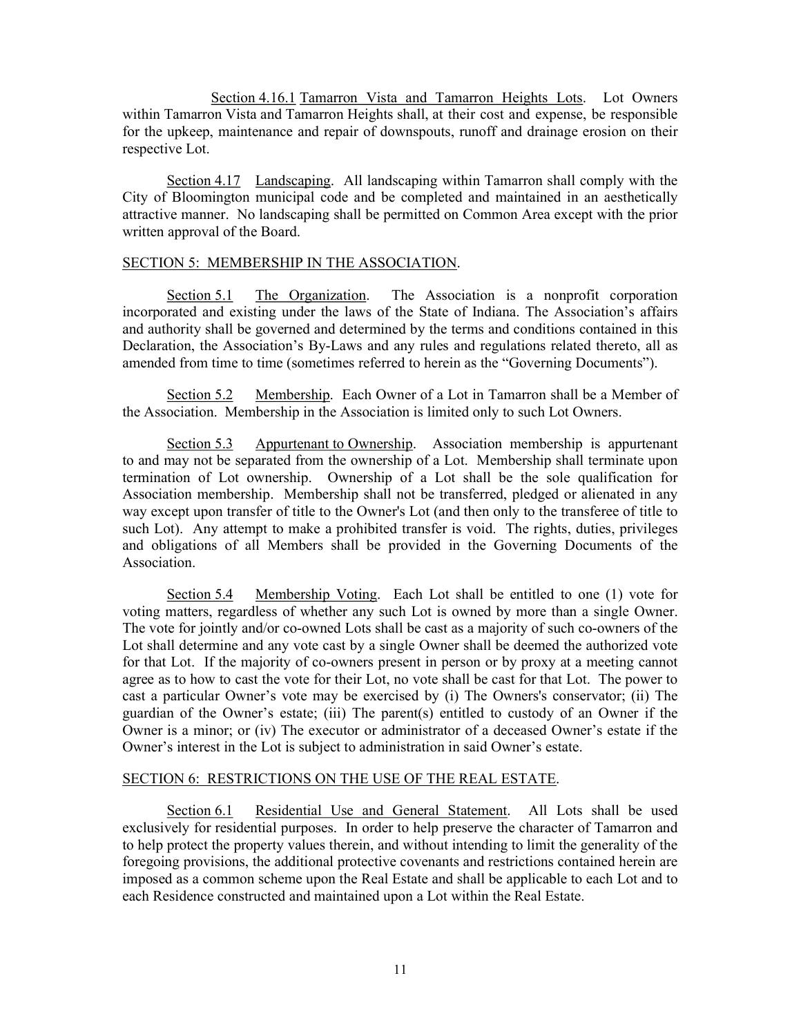Section 4.16.1 Tamarron Vista and Tamarron Heights Lots. Lot Owners within Tamarron Vista and Tamarron Heights shall, at their cost and expense, be responsible for the upkeep, maintenance and repair of downspouts, runoff and drainage erosion on their respective Lot.

Section 4.17 Landscaping. All landscaping within Tamarron shall comply with the City of Bloomington municipal code and be completed and maintained in an aesthetically attractive manner. No landscaping shall be permitted on Common Area except with the prior written approval of the Board.

## SECTION 5: MEMBERSHIP IN THE ASSOCIATION.

Section 5.1 The Organization. The Association is a nonprofit corporation incorporated and existing under the laws of the State of Indiana. The Association's affairs and authority shall be governed and determined by the terms and conditions contained in this Declaration, the Association's By-Laws and any rules and regulations related thereto, all as amended from time to time (sometimes referred to herein as the "Governing Documents").

Section 5.2 Membership. Each Owner of a Lot in Tamarron shall be a Member of the Association. Membership in the Association is limited only to such Lot Owners.

Section 5.3 Appurtenant to Ownership. Association membership is appurtenant to and may not be separated from the ownership of a Lot. Membership shall terminate upon termination of Lot ownership. Ownership of a Lot shall be the sole qualification for Association membership. Membership shall not be transferred, pledged or alienated in any way except upon transfer of title to the Owner's Lot (and then only to the transferee of title to such Lot). Any attempt to make a prohibited transfer is void. The rights, duties, privileges and obligations of all Members shall be provided in the Governing Documents of the Association.

Section 5.4 Membership Voting. Each Lot shall be entitled to one (1) vote for voting matters, regardless of whether any such Lot is owned by more than a single Owner. The vote for jointly and/or co-owned Lots shall be cast as a majority of such co-owners of the Lot shall determine and any vote cast by a single Owner shall be deemed the authorized vote for that Lot. If the majority of co-owners present in person or by proxy at a meeting cannot agree as to how to cast the vote for their Lot, no vote shall be cast for that Lot. The power to cast a particular Owner's vote may be exercised by (i) The Owners's conservator; (ii) The guardian of the Owner's estate; (iii) The parent(s) entitled to custody of an Owner if the Owner is a minor; or (iv) The executor or administrator of a deceased Owner's estate if the Owner's interest in the Lot is subject to administration in said Owner's estate.

## SECTION 6: RESTRICTIONS ON THE USE OF THE REAL ESTATE.

Section 6.1 Residential Use and General Statement. All Lots shall be used exclusively for residential purposes. In order to help preserve the character of Tamarron and to help protect the property values therein, and without intending to limit the generality of the foregoing provisions, the additional protective covenants and restrictions contained herein are imposed as a common scheme upon the Real Estate and shall be applicable to each Lot and to each Residence constructed and maintained upon a Lot within the Real Estate.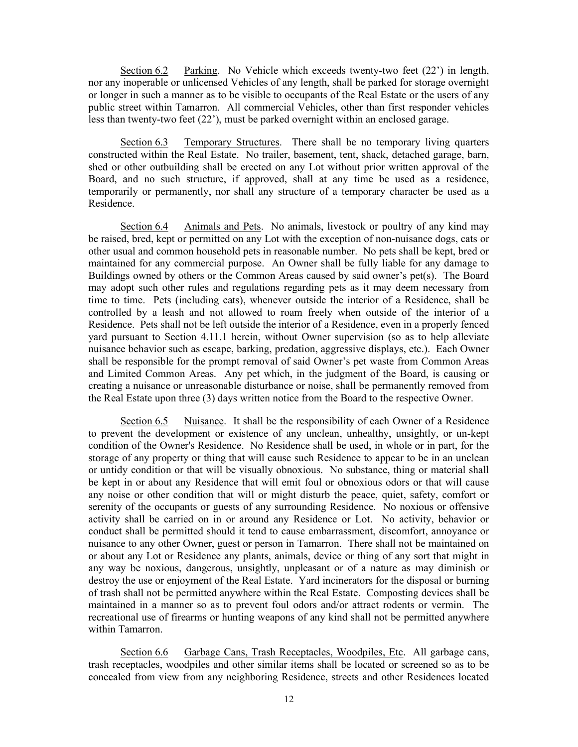Section 6.2 Parking. No Vehicle which exceeds twenty-two feet (22') in length, nor any inoperable or unlicensed Vehicles of any length, shall be parked for storage overnight or longer in such a manner as to be visible to occupants of the Real Estate or the users of any public street within Tamarron. All commercial Vehicles, other than first responder vehicles less than twenty-two feet (22'), must be parked overnight within an enclosed garage.

Section 6.3 Temporary Structures. There shall be no temporary living quarters constructed within the Real Estate. No trailer, basement, tent, shack, detached garage, barn, shed or other outbuilding shall be erected on any Lot without prior written approval of the Board, and no such structure, if approved, shall at any time be used as a residence, temporarily or permanently, nor shall any structure of a temporary character be used as a Residence.

Section 6.4 Animals and Pets. No animals, livestock or poultry of any kind may be raised, bred, kept or permitted on any Lot with the exception of non-nuisance dogs, cats or other usual and common household pets in reasonable number. No pets shall be kept, bred or maintained for any commercial purpose. An Owner shall be fully liable for any damage to Buildings owned by others or the Common Areas caused by said owner's pet(s). The Board may adopt such other rules and regulations regarding pets as it may deem necessary from time to time. Pets (including cats), whenever outside the interior of a Residence, shall be controlled by a leash and not allowed to roam freely when outside of the interior of a Residence. Pets shall not be left outside the interior of a Residence, even in a properly fenced yard pursuant to Section 4.11.1 herein, without Owner supervision (so as to help alleviate nuisance behavior such as escape, barking, predation, aggressive displays, etc.). Each Owner shall be responsible for the prompt removal of said Owner's pet waste from Common Areas and Limited Common Areas. Any pet which, in the judgment of the Board, is causing or creating a nuisance or unreasonable disturbance or noise, shall be permanently removed from the Real Estate upon three (3) days written notice from the Board to the respective Owner.

Section 6.5 Nuisance. It shall be the responsibility of each Owner of a Residence to prevent the development or existence of any unclean, unhealthy, unsightly, or un-kept condition of the Owner's Residence. No Residence shall be used, in whole or in part, for the storage of any property or thing that will cause such Residence to appear to be in an unclean or untidy condition or that will be visually obnoxious. No substance, thing or material shall be kept in or about any Residence that will emit foul or obnoxious odors or that will cause any noise or other condition that will or might disturb the peace, quiet, safety, comfort or serenity of the occupants or guests of any surrounding Residence. No noxious or offensive activity shall be carried on in or around any Residence or Lot. No activity, behavior or conduct shall be permitted should it tend to cause embarrassment, discomfort, annoyance or nuisance to any other Owner, guest or person in Tamarron. There shall not be maintained on or about any Lot or Residence any plants, animals, device or thing of any sort that might in any way be noxious, dangerous, unsightly, unpleasant or of a nature as may diminish or destroy the use or enjoyment of the Real Estate. Yard incinerators for the disposal or burning of trash shall not be permitted anywhere within the Real Estate. Composting devices shall be maintained in a manner so as to prevent foul odors and/or attract rodents or vermin. The recreational use of firearms or hunting weapons of any kind shall not be permitted anywhere within Tamarron.

Section 6.6 Garbage Cans, Trash Receptacles, Woodpiles, Etc. All garbage cans, trash receptacles, woodpiles and other similar items shall be located or screened so as to be concealed from view from any neighboring Residence, streets and other Residences located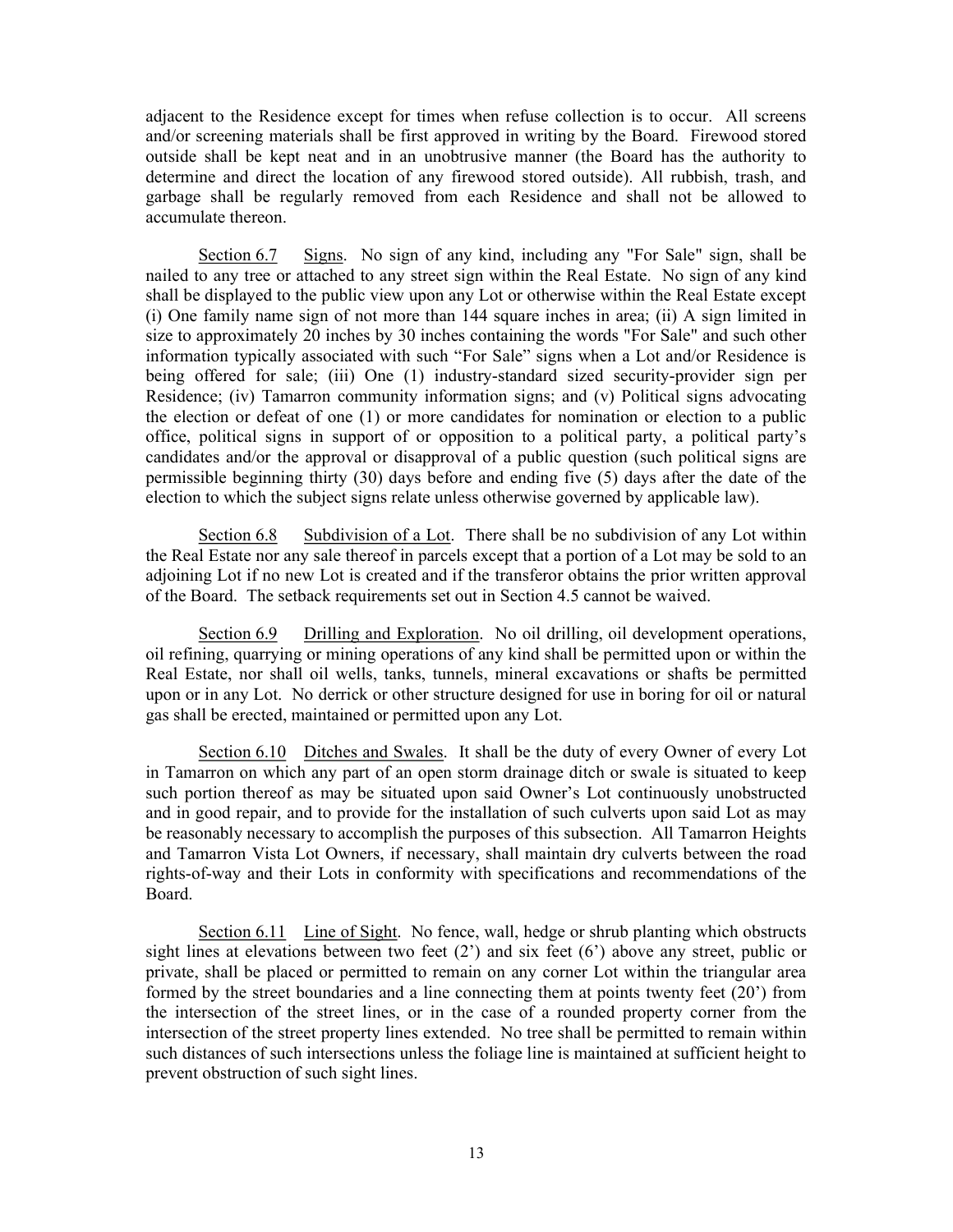adjacent to the Residence except for times when refuse collection is to occur. All screens and/or screening materials shall be first approved in writing by the Board. Firewood stored outside shall be kept neat and in an unobtrusive manner (the Board has the authority to determine and direct the location of any firewood stored outside). All rubbish, trash, and garbage shall be regularly removed from each Residence and shall not be allowed to accumulate thereon.

Section 6.7 Signs. No sign of any kind, including any "For Sale" sign, shall be nailed to any tree or attached to any street sign within the Real Estate. No sign of any kind shall be displayed to the public view upon any Lot or otherwise within the Real Estate except (i) One family name sign of not more than 144 square inches in area; (ii) A sign limited in size to approximately 20 inches by 30 inches containing the words "For Sale" and such other information typically associated with such "For Sale" signs when a Lot and/or Residence is being offered for sale; (iii) One (1) industry-standard sized security-provider sign per Residence; (iv) Tamarron community information signs; and (v) Political signs advocating the election or defeat of one (1) or more candidates for nomination or election to a public office, political signs in support of or opposition to a political party, a political party's candidates and/or the approval or disapproval of a public question (such political signs are permissible beginning thirty (30) days before and ending five (5) days after the date of the election to which the subject signs relate unless otherwise governed by applicable law).

Section 6.8 Subdivision of a Lot. There shall be no subdivision of any Lot within the Real Estate nor any sale thereof in parcels except that a portion of a Lot may be sold to an adjoining Lot if no new Lot is created and if the transferor obtains the prior written approval of the Board. The setback requirements set out in Section 4.5 cannot be waived.

Section 6.9 Drilling and Exploration. No oil drilling, oil development operations, oil refining, quarrying or mining operations of any kind shall be permitted upon or within the Real Estate, nor shall oil wells, tanks, tunnels, mineral excavations or shafts be permitted upon or in any Lot. No derrick or other structure designed for use in boring for oil or natural gas shall be erected, maintained or permitted upon any Lot.

Section 6.10 Ditches and Swales. It shall be the duty of every Owner of every Lot in Tamarron on which any part of an open storm drainage ditch or swale is situated to keep such portion thereof as may be situated upon said Owner's Lot continuously unobstructed and in good repair, and to provide for the installation of such culverts upon said Lot as may be reasonably necessary to accomplish the purposes of this subsection. All Tamarron Heights and Tamarron Vista Lot Owners, if necessary, shall maintain dry culverts between the road rights-of-way and their Lots in conformity with specifications and recommendations of the Board.

Section 6.11 Line of Sight. No fence, wall, hedge or shrub planting which obstructs sight lines at elevations between two feet (2') and six feet (6') above any street, public or private, shall be placed or permitted to remain on any corner Lot within the triangular area formed by the street boundaries and a line connecting them at points twenty feet (20') from the intersection of the street lines, or in the case of a rounded property corner from the intersection of the street property lines extended. No tree shall be permitted to remain within such distances of such intersections unless the foliage line is maintained at sufficient height to prevent obstruction of such sight lines.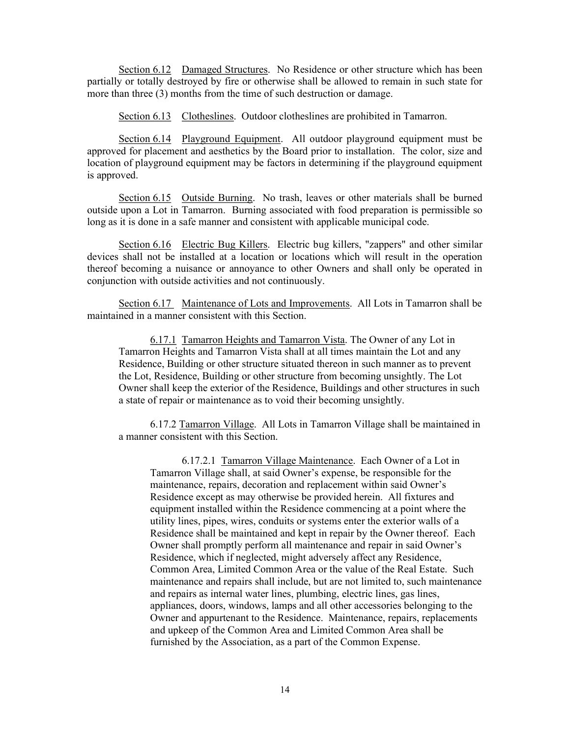Section 6.12 Damaged Structures. No Residence or other structure which has been partially or totally destroyed by fire or otherwise shall be allowed to remain in such state for more than three (3) months from the time of such destruction or damage.

Section 6.13 Clotheslines. Outdoor clotheslines are prohibited in Tamarron.

Section 6.14 Playground Equipment. All outdoor playground equipment must be approved for placement and aesthetics by the Board prior to installation. The color, size and location of playground equipment may be factors in determining if the playground equipment is approved.

Section 6.15 Outside Burning. No trash, leaves or other materials shall be burned outside upon a Lot in Tamarron. Burning associated with food preparation is permissible so long as it is done in a safe manner and consistent with applicable municipal code.

Section 6.16 Electric Bug Killers. Electric bug killers, "zappers" and other similar devices shall not be installed at a location or locations which will result in the operation thereof becoming a nuisance or annoyance to other Owners and shall only be operated in conjunction with outside activities and not continuously.

Section 6.17 Maintenance of Lots and Improvements. All Lots in Tamarron shall be maintained in a manner consistent with this Section.

6.17.1 Tamarron Heights and Tamarron Vista. The Owner of any Lot in Tamarron Heights and Tamarron Vista shall at all times maintain the Lot and any Residence, Building or other structure situated thereon in such manner as to prevent the Lot, Residence, Building or other structure from becoming unsightly. The Lot Owner shall keep the exterior of the Residence, Buildings and other structures in such a state of repair or maintenance as to void their becoming unsightly.

6.17.2 Tamarron Village. All Lots in Tamarron Village shall be maintained in a manner consistent with this Section.

6.17.2.1 Tamarron Village Maintenance. Each Owner of a Lot in Tamarron Village shall, at said Owner's expense, be responsible for the maintenance, repairs, decoration and replacement within said Owner's Residence except as may otherwise be provided herein. All fixtures and equipment installed within the Residence commencing at a point where the utility lines, pipes, wires, conduits or systems enter the exterior walls of a Residence shall be maintained and kept in repair by the Owner thereof. Each Owner shall promptly perform all maintenance and repair in said Owner's Residence, which if neglected, might adversely affect any Residence, Common Area, Limited Common Area or the value of the Real Estate. Such maintenance and repairs shall include, but are not limited to, such maintenance and repairs as internal water lines, plumbing, electric lines, gas lines, appliances, doors, windows, lamps and all other accessories belonging to the Owner and appurtenant to the Residence. Maintenance, repairs, replacements and upkeep of the Common Area and Limited Common Area shall be furnished by the Association, as a part of the Common Expense.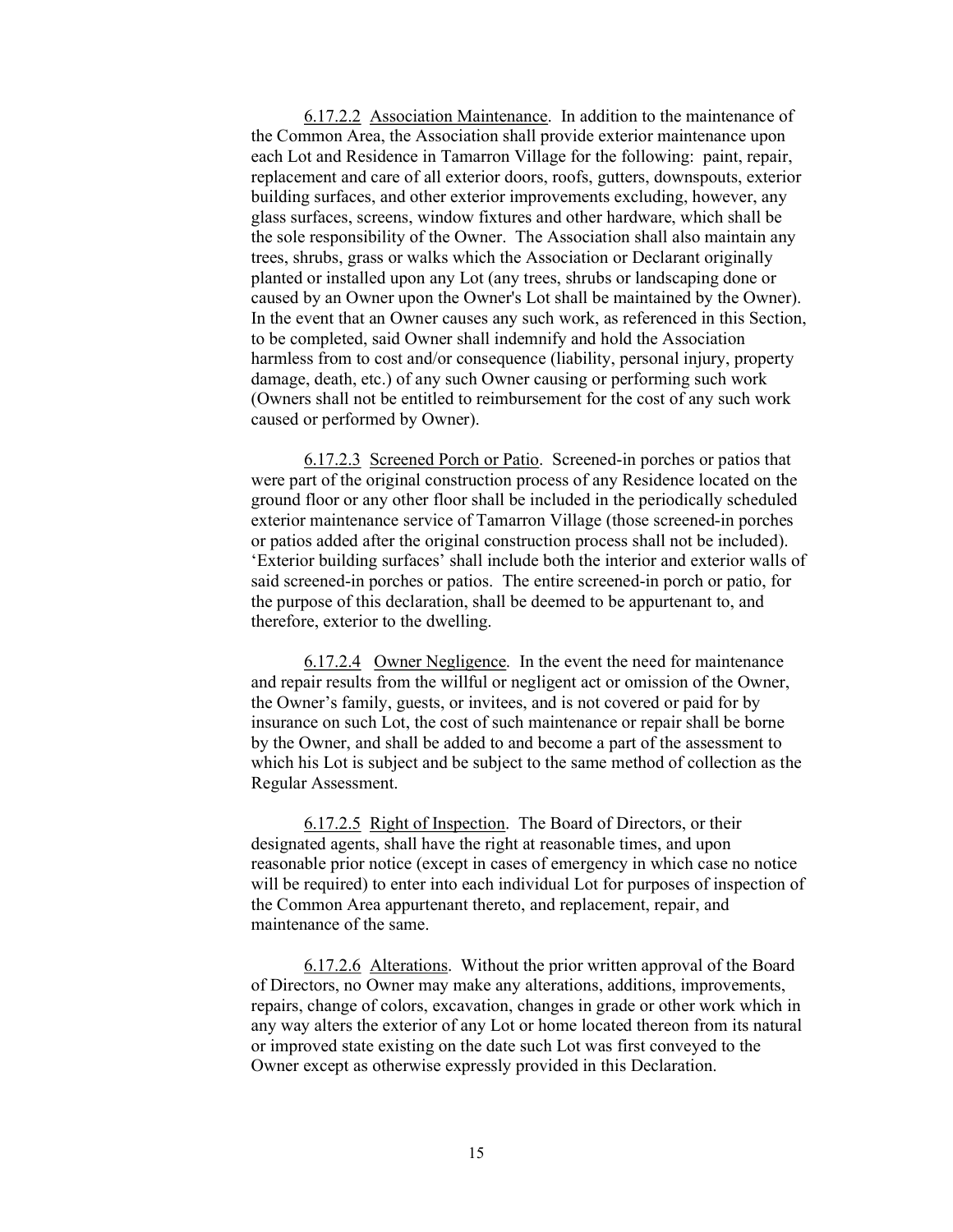6.17.2.2 Association Maintenance. In addition to the maintenance of the Common Area, the Association shall provide exterior maintenance upon each Lot and Residence in Tamarron Village for the following: paint, repair, replacement and care of all exterior doors, roofs, gutters, downspouts, exterior building surfaces, and other exterior improvements excluding, however, any glass surfaces, screens, window fixtures and other hardware, which shall be the sole responsibility of the Owner. The Association shall also maintain any trees, shrubs, grass or walks which the Association or Declarant originally planted or installed upon any Lot (any trees, shrubs or landscaping done or caused by an Owner upon the Owner's Lot shall be maintained by the Owner). In the event that an Owner causes any such work, as referenced in this Section, to be completed, said Owner shall indemnify and hold the Association harmless from to cost and/or consequence (liability, personal injury, property damage, death, etc.) of any such Owner causing or performing such work (Owners shall not be entitled to reimbursement for the cost of any such work caused or performed by Owner).

6.17.2.3 Screened Porch or Patio. Screened-in porches or patios that were part of the original construction process of any Residence located on the ground floor or any other floor shall be included in the periodically scheduled exterior maintenance service of Tamarron Village (those screened-in porches or patios added after the original construction process shall not be included). 'Exterior building surfaces' shall include both the interior and exterior walls of said screened-in porches or patios. The entire screened-in porch or patio, for the purpose of this declaration, shall be deemed to be appurtenant to, and therefore, exterior to the dwelling.

6.17.2.4 Owner Negligence. In the event the need for maintenance and repair results from the willful or negligent act or omission of the Owner, the Owner's family, guests, or invitees, and is not covered or paid for by insurance on such Lot, the cost of such maintenance or repair shall be borne by the Owner, and shall be added to and become a part of the assessment to which his Lot is subject and be subject to the same method of collection as the Regular Assessment.

6.17.2.5 Right of Inspection. The Board of Directors, or their designated agents, shall have the right at reasonable times, and upon reasonable prior notice (except in cases of emergency in which case no notice will be required) to enter into each individual Lot for purposes of inspection of the Common Area appurtenant thereto, and replacement, repair, and maintenance of the same.

6.17.2.6 Alterations. Without the prior written approval of the Board of Directors, no Owner may make any alterations, additions, improvements, repairs, change of colors, excavation, changes in grade or other work which in any way alters the exterior of any Lot or home located thereon from its natural or improved state existing on the date such Lot was first conveyed to the Owner except as otherwise expressly provided in this Declaration.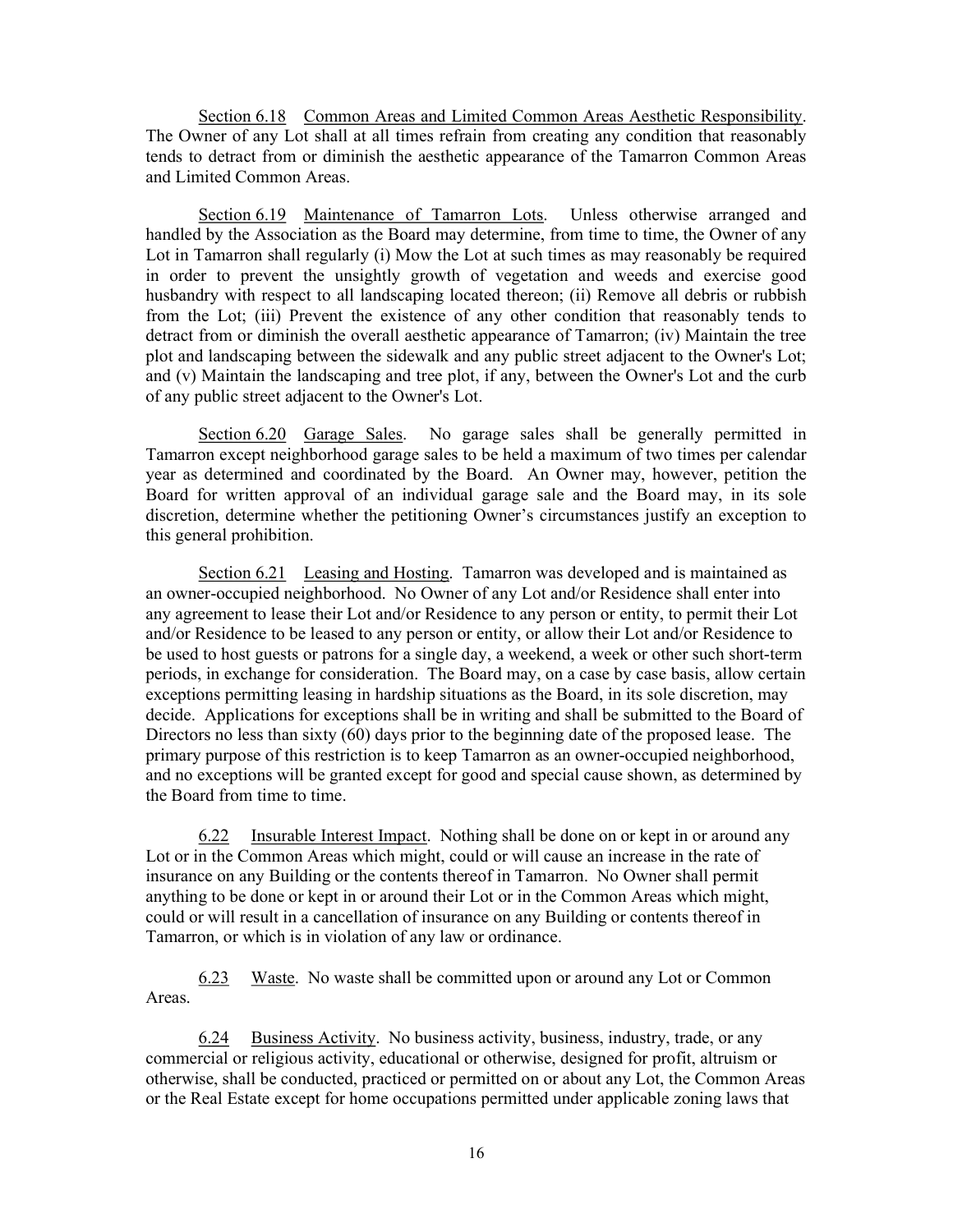Section 6.18 Common Areas and Limited Common Areas Aesthetic Responsibility. The Owner of any Lot shall at all times refrain from creating any condition that reasonably tends to detract from or diminish the aesthetic appearance of the Tamarron Common Areas and Limited Common Areas.

Section 6.19 Maintenance of Tamarron Lots. Unless otherwise arranged and handled by the Association as the Board may determine, from time to time, the Owner of any Lot in Tamarron shall regularly (i) Mow the Lot at such times as may reasonably be required in order to prevent the unsightly growth of vegetation and weeds and exercise good husbandry with respect to all landscaping located thereon; (ii) Remove all debris or rubbish from the Lot; (iii) Prevent the existence of any other condition that reasonably tends to detract from or diminish the overall aesthetic appearance of Tamarron; (iv) Maintain the tree plot and landscaping between the sidewalk and any public street adjacent to the Owner's Lot; and (v) Maintain the landscaping and tree plot, if any, between the Owner's Lot and the curb of any public street adjacent to the Owner's Lot.

Section 6.20 Garage Sales. No garage sales shall be generally permitted in Tamarron except neighborhood garage sales to be held a maximum of two times per calendar year as determined and coordinated by the Board. An Owner may, however, petition the Board for written approval of an individual garage sale and the Board may, in its sole discretion, determine whether the petitioning Owner's circumstances justify an exception to this general prohibition.

Section 6.21 Leasing and Hosting. Tamarron was developed and is maintained as an owner-occupied neighborhood. No Owner of any Lot and/or Residence shall enter into any agreement to lease their Lot and/or Residence to any person or entity, to permit their Lot and/or Residence to be leased to any person or entity, or allow their Lot and/or Residence to be used to host guests or patrons for a single day, a weekend, a week or other such short-term periods, in exchange for consideration. The Board may, on a case by case basis, allow certain exceptions permitting leasing in hardship situations as the Board, in its sole discretion, may decide. Applications for exceptions shall be in writing and shall be submitted to the Board of Directors no less than sixty (60) days prior to the beginning date of the proposed lease. The primary purpose of this restriction is to keep Tamarron as an owner-occupied neighborhood, and no exceptions will be granted except for good and special cause shown, as determined by the Board from time to time.

6.22 Insurable Interest Impact. Nothing shall be done on or kept in or around any Lot or in the Common Areas which might, could or will cause an increase in the rate of insurance on any Building or the contents thereof in Tamarron. No Owner shall permit anything to be done or kept in or around their Lot or in the Common Areas which might, could or will result in a cancellation of insurance on any Building or contents thereof in Tamarron, or which is in violation of any law or ordinance.

6.23 Waste. No waste shall be committed upon or around any Lot or Common Areas.

6.24 Business Activity. No business activity, business, industry, trade, or any commercial or religious activity, educational or otherwise, designed for profit, altruism or otherwise, shall be conducted, practiced or permitted on or about any Lot, the Common Areas or the Real Estate except for home occupations permitted under applicable zoning laws that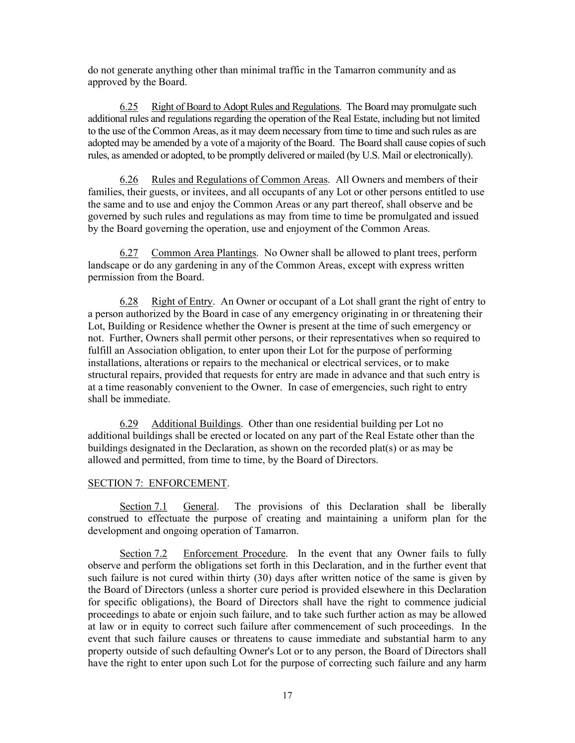do not generate anything other than minimal traffic in the Tamarron community and as approved by the Board.

6.25 Right of Board to Adopt Rules and Regulations. The Board may promulgate such additional rules and regulations regarding the operation of the Real Estate, including but not limited to the use of the Common Areas, as it may deem necessary from time to time and such rules as are adopted may be amended by a vote of a majority of the Board. The Board shall cause copies of such rules, as amended or adopted, to be promptly delivered or mailed (by U.S. Mail or electronically).

6.26 Rules and Regulations of Common Areas. All Owners and members of their families, their guests, or invitees, and all occupants of any Lot or other persons entitled to use the same and to use and enjoy the Common Areas or any part thereof, shall observe and be governed by such rules and regulations as may from time to time be promulgated and issued by the Board governing the operation, use and enjoyment of the Common Areas.

6.27 Common Area Plantings. No Owner shall be allowed to plant trees, perform landscape or do any gardening in any of the Common Areas, except with express written permission from the Board.

6.28 Right of Entry. An Owner or occupant of a Lot shall grant the right of entry to a person authorized by the Board in case of any emergency originating in or threatening their Lot, Building or Residence whether the Owner is present at the time of such emergency or not. Further, Owners shall permit other persons, or their representatives when so required to fulfill an Association obligation, to enter upon their Lot for the purpose of performing installations, alterations or repairs to the mechanical or electrical services, or to make structural repairs, provided that requests for entry are made in advance and that such entry is at a time reasonably convenient to the Owner. In case of emergencies, such right to entry shall be immediate.

6.29 Additional Buildings. Other than one residential building per Lot no additional buildings shall be erected or located on any part of the Real Estate other than the buildings designated in the Declaration, as shown on the recorded plat(s) or as may be allowed and permitted, from time to time, by the Board of Directors.

## SECTION 7: ENFORCEMENT.

Section 7.1 General. The provisions of this Declaration shall be liberally construed to effectuate the purpose of creating and maintaining a uniform plan for the development and ongoing operation of Tamarron.

Section 7.2 Enforcement Procedure. In the event that any Owner fails to fully observe and perform the obligations set forth in this Declaration, and in the further event that such failure is not cured within thirty (30) days after written notice of the same is given by the Board of Directors (unless a shorter cure period is provided elsewhere in this Declaration for specific obligations), the Board of Directors shall have the right to commence judicial proceedings to abate or enjoin such failure, and to take such further action as may be allowed at law or in equity to correct such failure after commencement of such proceedings. In the event that such failure causes or threatens to cause immediate and substantial harm to any property outside of such defaulting Owner's Lot or to any person, the Board of Directors shall have the right to enter upon such Lot for the purpose of correcting such failure and any harm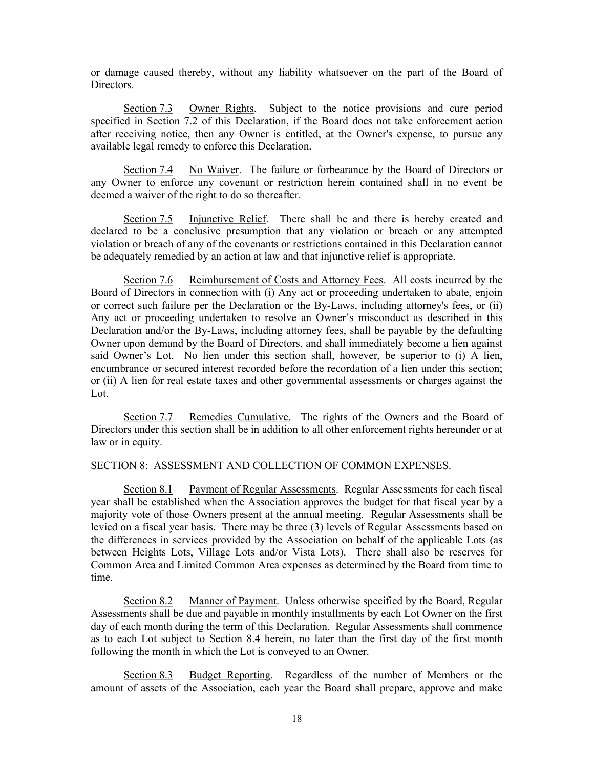or damage caused thereby, without any liability whatsoever on the part of the Board of Directors.

Section 7.3 Owner Rights. Subject to the notice provisions and cure period specified in Section 7.2 of this Declaration, if the Board does not take enforcement action after receiving notice, then any Owner is entitled, at the Owner's expense, to pursue any available legal remedy to enforce this Declaration.

Section 7.4 No Waiver. The failure or forbearance by the Board of Directors or any Owner to enforce any covenant or restriction herein contained shall in no event be deemed a waiver of the right to do so thereafter.

Section 7.5 Injunctive Relief. There shall be and there is hereby created and declared to be a conclusive presumption that any violation or breach or any attempted violation or breach of any of the covenants or restrictions contained in this Declaration cannot be adequately remedied by an action at law and that injunctive relief is appropriate.

Section 7.6 Reimbursement of Costs and Attorney Fees. All costs incurred by the Board of Directors in connection with (i) Any act or proceeding undertaken to abate, enjoin or correct such failure per the Declaration or the By-Laws, including attorney's fees, or (ii) Any act or proceeding undertaken to resolve an Owner's misconduct as described in this Declaration and/or the By-Laws, including attorney fees, shall be payable by the defaulting Owner upon demand by the Board of Directors, and shall immediately become a lien against said Owner's Lot. No lien under this section shall, however, be superior to (i) A lien, encumbrance or secured interest recorded before the recordation of a lien under this section; or (ii) A lien for real estate taxes and other governmental assessments or charges against the Lot.

Section 7.7 Remedies Cumulative. The rights of the Owners and the Board of Directors under this section shall be in addition to all other enforcement rights hereunder or at law or in equity.

## SECTION 8: ASSESSMENT AND COLLECTION OF COMMON EXPENSES.

Section 8.1 Payment of Regular Assessments. Regular Assessments for each fiscal year shall be established when the Association approves the budget for that fiscal year by a majority vote of those Owners present at the annual meeting. Regular Assessments shall be levied on a fiscal year basis. There may be three (3) levels of Regular Assessments based on the differences in services provided by the Association on behalf of the applicable Lots (as between Heights Lots, Village Lots and/or Vista Lots). There shall also be reserves for Common Area and Limited Common Area expenses as determined by the Board from time to time.

Section 8.2 Manner of Payment. Unless otherwise specified by the Board, Regular Assessments shall be due and payable in monthly installments by each Lot Owner on the first day of each month during the term of this Declaration. Regular Assessments shall commence as to each Lot subject to Section 8.4 herein, no later than the first day of the first month following the month in which the Lot is conveyed to an Owner.

Section 8.3 Budget Reporting. Regardless of the number of Members or the amount of assets of the Association, each year the Board shall prepare, approve and make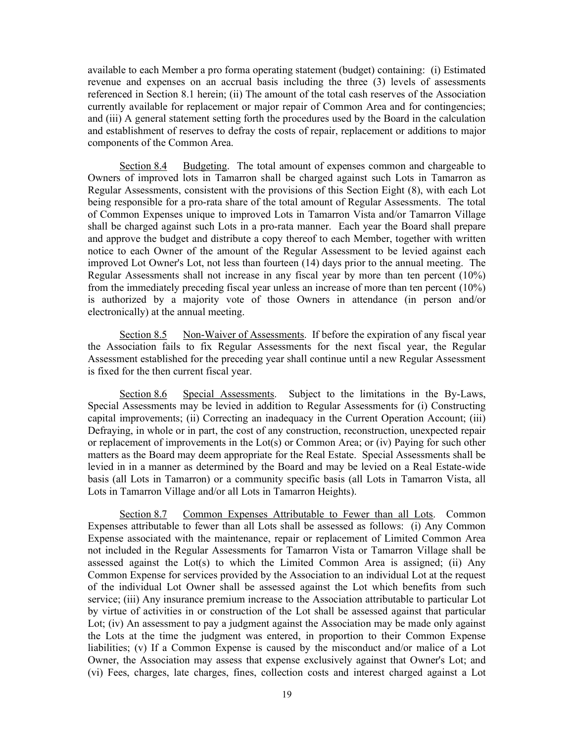available to each Member a pro forma operating statement (budget) containing: (i) Estimated revenue and expenses on an accrual basis including the three (3) levels of assessments referenced in Section 8.1 herein; (ii) The amount of the total cash reserves of the Association currently available for replacement or major repair of Common Area and for contingencies; and (iii) A general statement setting forth the procedures used by the Board in the calculation and establishment of reserves to defray the costs of repair, replacement or additions to major components of the Common Area.

Section 8.4 Budgeting. The total amount of expenses common and chargeable to Owners of improved lots in Tamarron shall be charged against such Lots in Tamarron as Regular Assessments, consistent with the provisions of this Section Eight (8), with each Lot being responsible for a pro-rata share of the total amount of Regular Assessments. The total of Common Expenses unique to improved Lots in Tamarron Vista and/or Tamarron Village shall be charged against such Lots in a pro-rata manner. Each year the Board shall prepare and approve the budget and distribute a copy thereof to each Member, together with written notice to each Owner of the amount of the Regular Assessment to be levied against each improved Lot Owner's Lot, not less than fourteen (14) days prior to the annual meeting. The Regular Assessments shall not increase in any fiscal year by more than ten percent (10%) from the immediately preceding fiscal year unless an increase of more than ten percent (10%) is authorized by a majority vote of those Owners in attendance (in person and/or electronically) at the annual meeting.

Section 8.5 Non-Waiver of Assessments. If before the expiration of any fiscal year the Association fails to fix Regular Assessments for the next fiscal year, the Regular Assessment established for the preceding year shall continue until a new Regular Assessment is fixed for the then current fiscal year.

Section 8.6 Special Assessments. Subject to the limitations in the By-Laws, Special Assessments may be levied in addition to Regular Assessments for (i) Constructing capital improvements; (ii) Correcting an inadequacy in the Current Operation Account; (iii) Defraying, in whole or in part, the cost of any construction, reconstruction, unexpected repair or replacement of improvements in the Lot(s) or Common Area; or (iv) Paying for such other matters as the Board may deem appropriate for the Real Estate. Special Assessments shall be levied in in a manner as determined by the Board and may be levied on a Real Estate-wide basis (all Lots in Tamarron) or a community specific basis (all Lots in Tamarron Vista, all Lots in Tamarron Village and/or all Lots in Tamarron Heights).

Section 8.7 Common Expenses Attributable to Fewer than all Lots. Common Expenses attributable to fewer than all Lots shall be assessed as follows: (i) Any Common Expense associated with the maintenance, repair or replacement of Limited Common Area not included in the Regular Assessments for Tamarron Vista or Tamarron Village shall be assessed against the Lot(s) to which the Limited Common Area is assigned; (ii) Any Common Expense for services provided by the Association to an individual Lot at the request of the individual Lot Owner shall be assessed against the Lot which benefits from such service; (iii) Any insurance premium increase to the Association attributable to particular Lot by virtue of activities in or construction of the Lot shall be assessed against that particular Lot; (iv) An assessment to pay a judgment against the Association may be made only against the Lots at the time the judgment was entered, in proportion to their Common Expense liabilities; (v) If a Common Expense is caused by the misconduct and/or malice of a Lot Owner, the Association may assess that expense exclusively against that Owner's Lot; and (vi) Fees, charges, late charges, fines, collection costs and interest charged against a Lot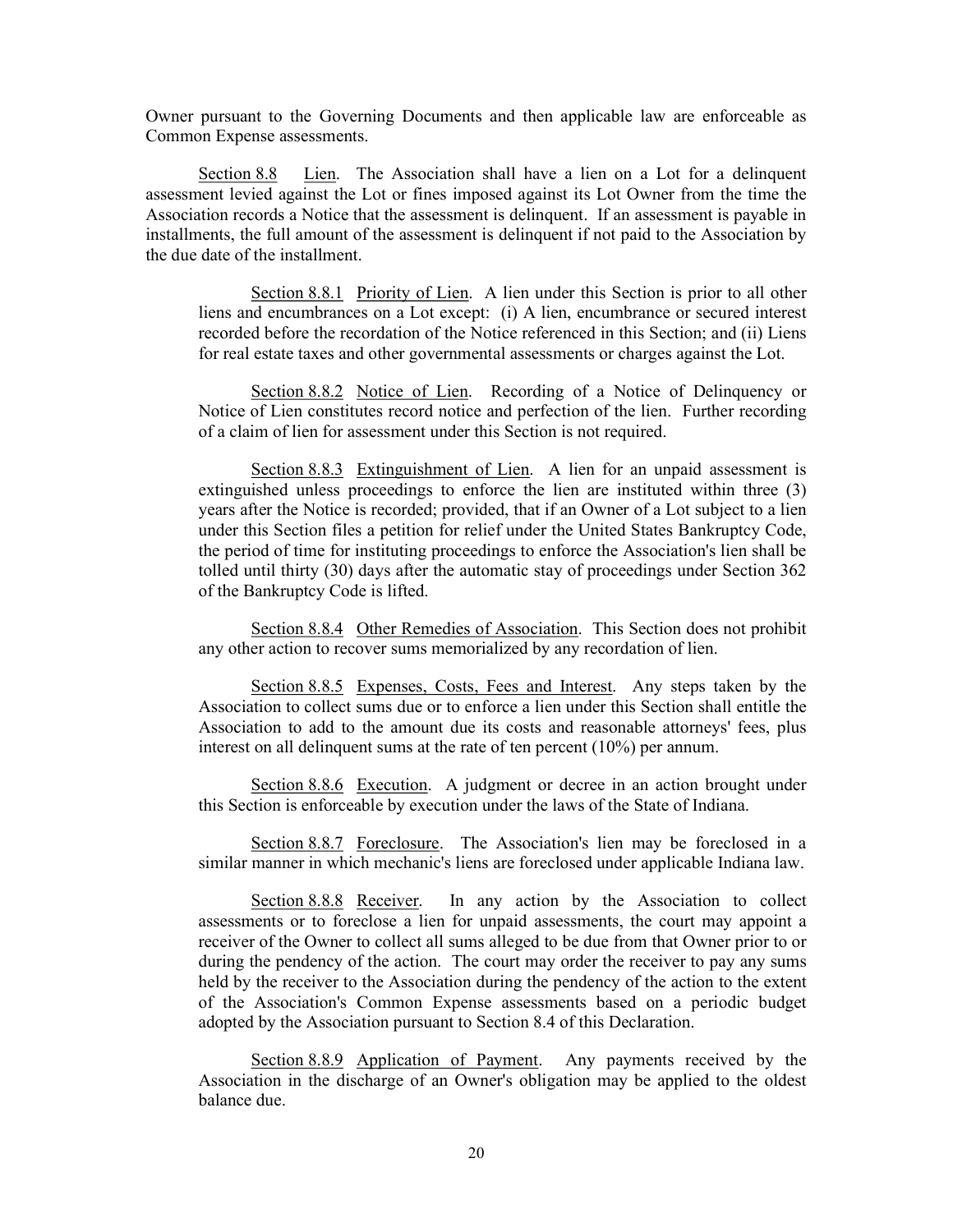Owner pursuant to the Governing Documents and then applicable law are enforceable as Common Expense assessments.

Section 8.8 Lien. The Association shall have a lien on a Lot for a delinquent assessment levied against the Lot or fines imposed against its Lot Owner from the time the Association records a Notice that the assessment is delinquent. If an assessment is payable in installments, the full amount of the assessment is delinquent if not paid to the Association by the due date of the installment.

Section 8.8.1 Priority of Lien. A lien under this Section is prior to all other liens and encumbrances on a Lot except: (i) A lien, encumbrance or secured interest recorded before the recordation of the Notice referenced in this Section; and (ii) Liens for real estate taxes and other governmental assessments or charges against the Lot.

Section 8.8.2 Notice of Lien. Recording of a Notice of Delinquency or Notice of Lien constitutes record notice and perfection of the lien. Further recording of a claim of lien for assessment under this Section is not required.

Section 8.8.3 Extinguishment of Lien. A lien for an unpaid assessment is extinguished unless proceedings to enforce the lien are instituted within three (3) years after the Notice is recorded; provided, that if an Owner of a Lot subject to a lien under this Section files a petition for relief under the United States Bankruptcy Code, the period of time for instituting proceedings to enforce the Association's lien shall be tolled until thirty (30) days after the automatic stay of proceedings under Section 362 of the Bankruptcy Code is lifted.

Section 8.8.4 Other Remedies of Association. This Section does not prohibit any other action to recover sums memorialized by any recordation of lien.

Section 8.8.5 Expenses, Costs, Fees and Interest. Any steps taken by the Association to collect sums due or to enforce a lien under this Section shall entitle the Association to add to the amount due its costs and reasonable attorneys' fees, plus interest on all delinquent sums at the rate of ten percent (10%) per annum.

Section 8.8.6 Execution. A judgment or decree in an action brought under this Section is enforceable by execution under the laws of the State of Indiana.

Section 8.8.7 Foreclosure. The Association's lien may be foreclosed in a similar manner in which mechanic's liens are foreclosed under applicable Indiana law.

Section 8.8.8 Receiver. In any action by the Association to collect assessments or to foreclose a lien for unpaid assessments, the court may appoint a receiver of the Owner to collect all sums alleged to be due from that Owner prior to or during the pendency of the action. The court may order the receiver to pay any sums held by the receiver to the Association during the pendency of the action to the extent of the Association's Common Expense assessments based on a periodic budget adopted by the Association pursuant to Section 8.4 of this Declaration.

Section 8.8.9 Application of Payment. Any payments received by the Association in the discharge of an Owner's obligation may be applied to the oldest balance due.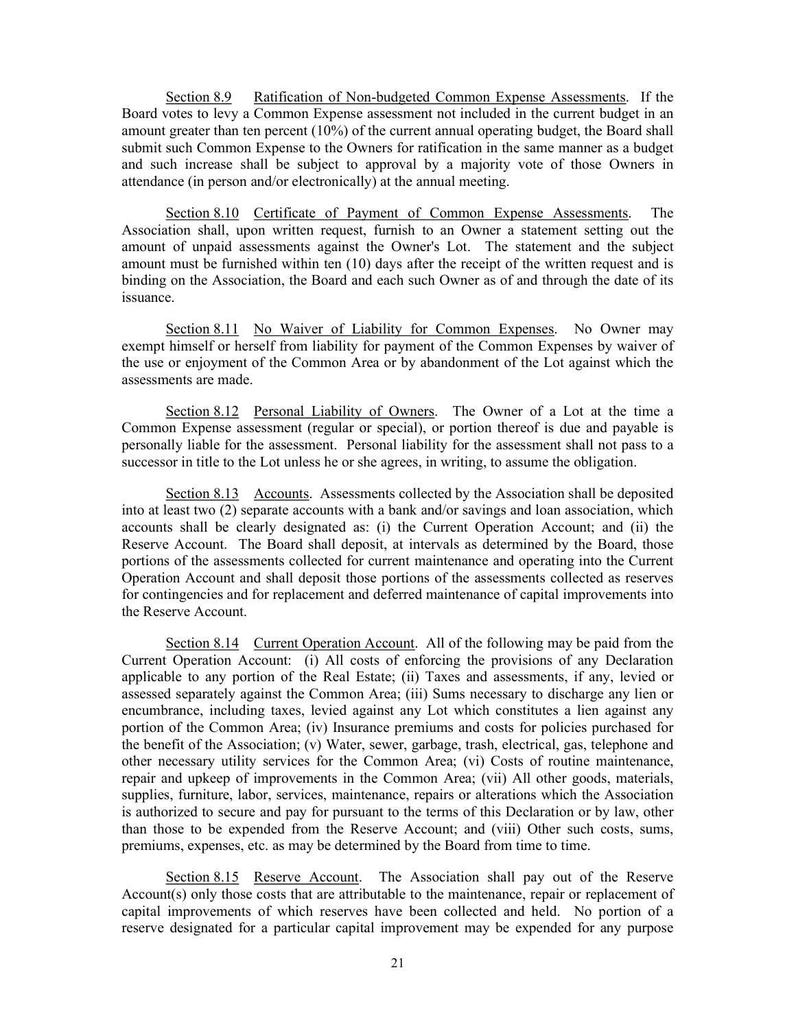Section 8.9 Ratification of Non-budgeted Common Expense Assessments. If the Board votes to levy a Common Expense assessment not included in the current budget in an amount greater than ten percent (10%) of the current annual operating budget, the Board shall submit such Common Expense to the Owners for ratification in the same manner as a budget and such increase shall be subject to approval by a majority vote of those Owners in attendance (in person and/or electronically) at the annual meeting.

Section 8.10 Certificate of Payment of Common Expense Assessments. The Association shall, upon written request, furnish to an Owner a statement setting out the amount of unpaid assessments against the Owner's Lot. The statement and the subject amount must be furnished within ten (10) days after the receipt of the written request and is binding on the Association, the Board and each such Owner as of and through the date of its issuance.

Section 8.11 No Waiver of Liability for Common Expenses. No Owner may exempt himself or herself from liability for payment of the Common Expenses by waiver of the use or enjoyment of the Common Area or by abandonment of the Lot against which the assessments are made.

Section 8.12 Personal Liability of Owners. The Owner of a Lot at the time a Common Expense assessment (regular or special), or portion thereof is due and payable is personally liable for the assessment. Personal liability for the assessment shall not pass to a successor in title to the Lot unless he or she agrees, in writing, to assume the obligation.

Section 8.13 Accounts. Assessments collected by the Association shall be deposited into at least two (2) separate accounts with a bank and/or savings and loan association, which accounts shall be clearly designated as: (i) the Current Operation Account; and (ii) the Reserve Account. The Board shall deposit, at intervals as determined by the Board, those portions of the assessments collected for current maintenance and operating into the Current Operation Account and shall deposit those portions of the assessments collected as reserves for contingencies and for replacement and deferred maintenance of capital improvements into the Reserve Account.

Section 8.14 Current Operation Account. All of the following may be paid from the Current Operation Account: (i) All costs of enforcing the provisions of any Declaration applicable to any portion of the Real Estate; (ii) Taxes and assessments, if any, levied or assessed separately against the Common Area; (iii) Sums necessary to discharge any lien or encumbrance, including taxes, levied against any Lot which constitutes a lien against any portion of the Common Area; (iv) Insurance premiums and costs for policies purchased for the benefit of the Association; (v) Water, sewer, garbage, trash, electrical, gas, telephone and other necessary utility services for the Common Area; (vi) Costs of routine maintenance, repair and upkeep of improvements in the Common Area; (vii) All other goods, materials, supplies, furniture, labor, services, maintenance, repairs or alterations which the Association is authorized to secure and pay for pursuant to the terms of this Declaration or by law, other than those to be expended from the Reserve Account; and (viii) Other such costs, sums, premiums, expenses, etc. as may be determined by the Board from time to time.

Section 8.15 Reserve Account. The Association shall pay out of the Reserve Account(s) only those costs that are attributable to the maintenance, repair or replacement of capital improvements of which reserves have been collected and held. No portion of a reserve designated for a particular capital improvement may be expended for any purpose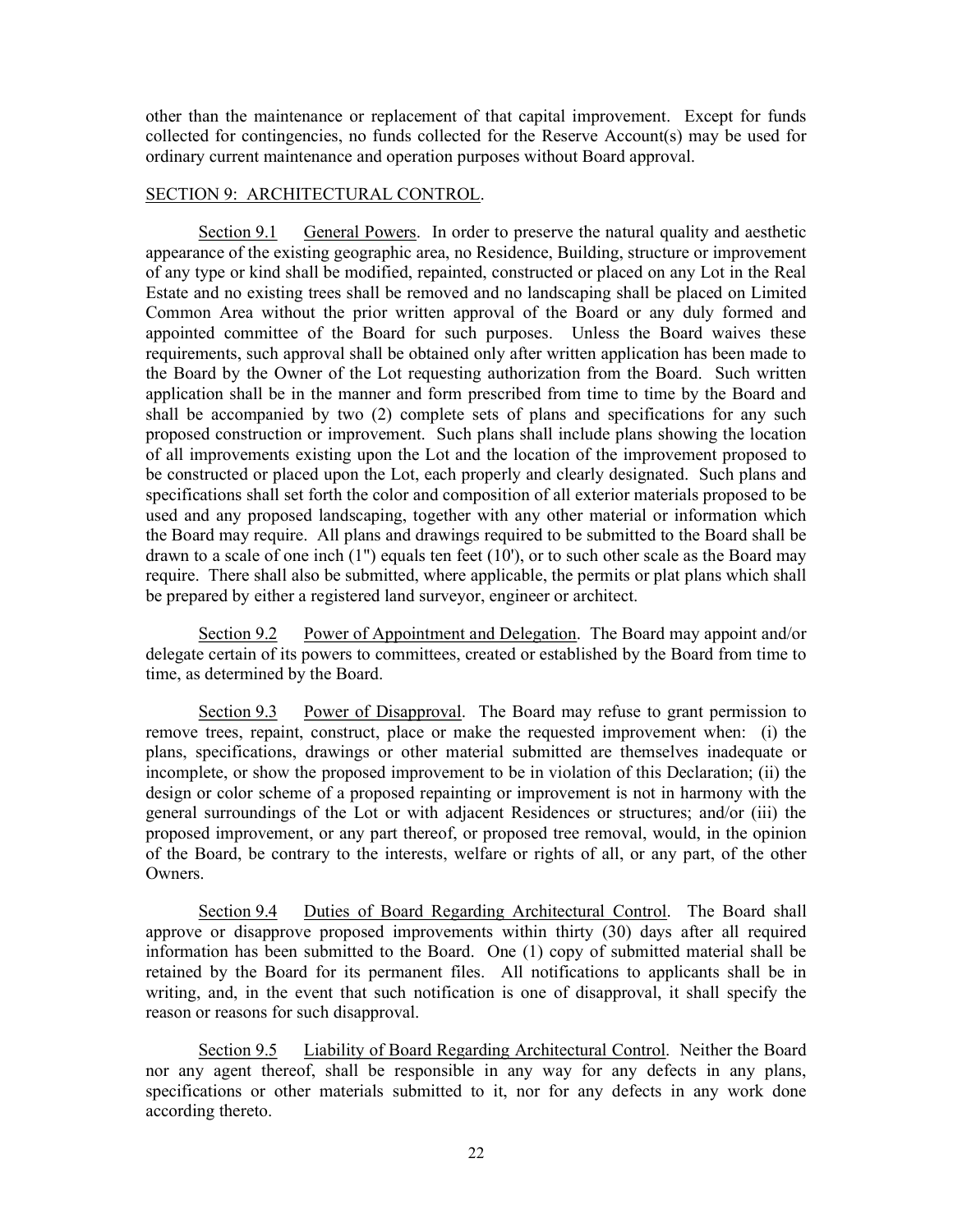other than the maintenance or replacement of that capital improvement. Except for funds collected for contingencies, no funds collected for the Reserve Account(s) may be used for ordinary current maintenance and operation purposes without Board approval.

## SECTION 9: ARCHITECTURAL CONTROL.

Section 9.1 General Powers. In order to preserve the natural quality and aesthetic appearance of the existing geographic area, no Residence, Building, structure or improvement of any type or kind shall be modified, repainted, constructed or placed on any Lot in the Real Estate and no existing trees shall be removed and no landscaping shall be placed on Limited Common Area without the prior written approval of the Board or any duly formed and appointed committee of the Board for such purposes. Unless the Board waives these requirements, such approval shall be obtained only after written application has been made to the Board by the Owner of the Lot requesting authorization from the Board. Such written application shall be in the manner and form prescribed from time to time by the Board and shall be accompanied by two (2) complete sets of plans and specifications for any such proposed construction or improvement. Such plans shall include plans showing the location of all improvements existing upon the Lot and the location of the improvement proposed to be constructed or placed upon the Lot, each properly and clearly designated. Such plans and specifications shall set forth the color and composition of all exterior materials proposed to be used and any proposed landscaping, together with any other material or information which the Board may require. All plans and drawings required to be submitted to the Board shall be drawn to a scale of one inch (1") equals ten feet (10'), or to such other scale as the Board may require. There shall also be submitted, where applicable, the permits or plat plans which shall be prepared by either a registered land surveyor, engineer or architect.

Section 9.2 Power of Appointment and Delegation. The Board may appoint and/or delegate certain of its powers to committees, created or established by the Board from time to time, as determined by the Board.

Section 9.3 Power of Disapproval. The Board may refuse to grant permission to remove trees, repaint, construct, place or make the requested improvement when: (i) the plans, specifications, drawings or other material submitted are themselves inadequate or incomplete, or show the proposed improvement to be in violation of this Declaration; (ii) the design or color scheme of a proposed repainting or improvement is not in harmony with the general surroundings of the Lot or with adjacent Residences or structures; and/or (iii) the proposed improvement, or any part thereof, or proposed tree removal, would, in the opinion of the Board, be contrary to the interests, welfare or rights of all, or any part, of the other Owners.

Section 9.4 Duties of Board Regarding Architectural Control. The Board shall approve or disapprove proposed improvements within thirty (30) days after all required information has been submitted to the Board. One (1) copy of submitted material shall be retained by the Board for its permanent files. All notifications to applicants shall be in writing, and, in the event that such notification is one of disapproval, it shall specify the reason or reasons for such disapproval.

Section 9.5 Liability of Board Regarding Architectural Control. Neither the Board nor any agent thereof, shall be responsible in any way for any defects in any plans, specifications or other materials submitted to it, nor for any defects in any work done according thereto.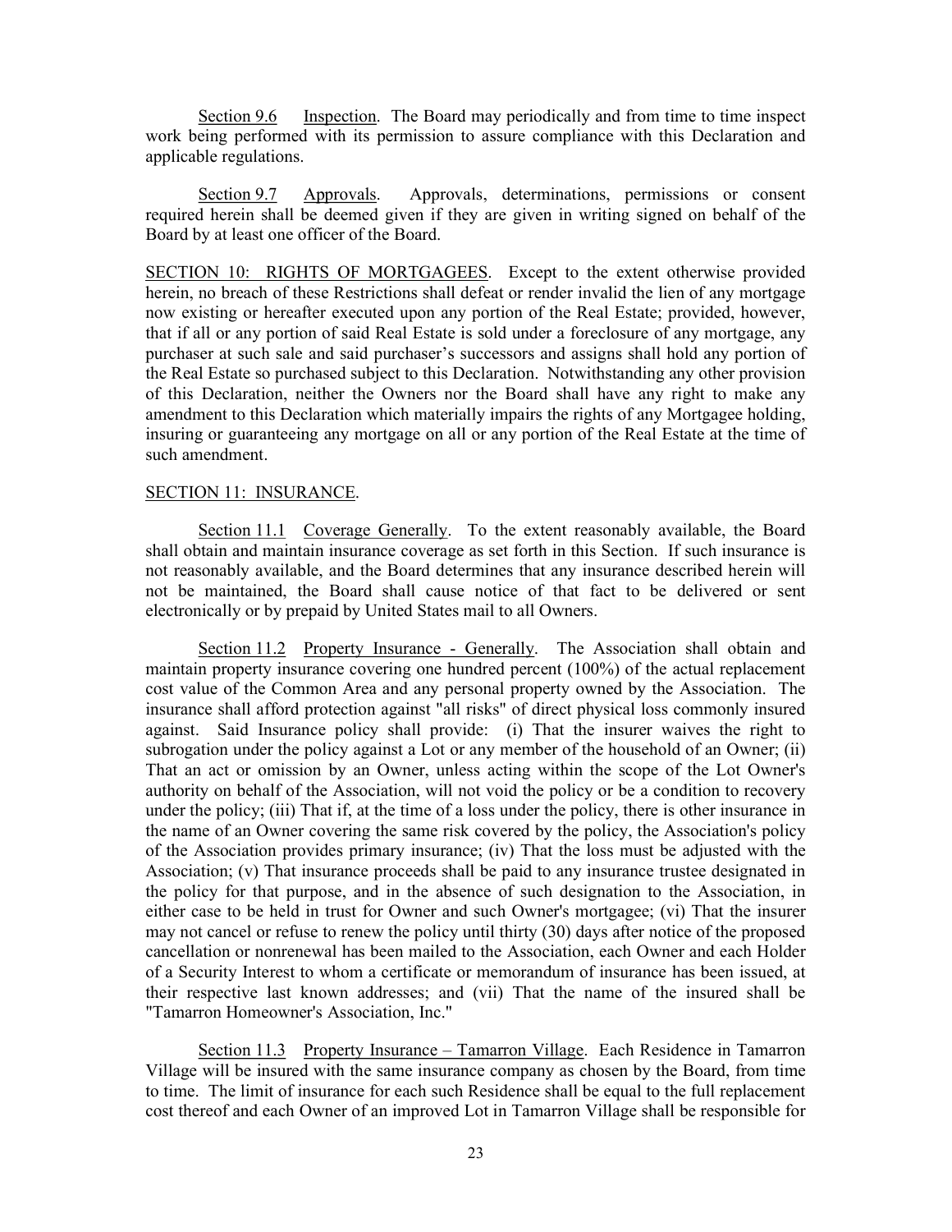Section 9.6 Inspection. The Board may periodically and from time to time inspect work being performed with its permission to assure compliance with this Declaration and applicable regulations.

Section 9.7 Approvals. Approvals, determinations, permissions or consent required herein shall be deemed given if they are given in writing signed on behalf of the Board by at least one officer of the Board.

SECTION 10: RIGHTS OF MORTGAGEES. Except to the extent otherwise provided herein, no breach of these Restrictions shall defeat or render invalid the lien of any mortgage now existing or hereafter executed upon any portion of the Real Estate; provided, however, that if all or any portion of said Real Estate is sold under a foreclosure of any mortgage, any purchaser at such sale and said purchaser's successors and assigns shall hold any portion of the Real Estate so purchased subject to this Declaration. Notwithstanding any other provision of this Declaration, neither the Owners nor the Board shall have any right to make any amendment to this Declaration which materially impairs the rights of any Mortgagee holding, insuring or guaranteeing any mortgage on all or any portion of the Real Estate at the time of such amendment.

SECTION 11: INSURANCE.

Section 11.1 Coverage Generally. To the extent reasonably available, the Board shall obtain and maintain insurance coverage as set forth in this Section. If such insurance is not reasonably available, and the Board determines that any insurance described herein will not be maintained, the Board shall cause notice of that fact to be delivered or sent electronically or by prepaid by United States mail to all Owners.

Section 11.2 Property Insurance - Generally. The Association shall obtain and maintain property insurance covering one hundred percent (100%) of the actual replacement cost value of the Common Area and any personal property owned by the Association. The insurance shall afford protection against "all risks" of direct physical loss commonly insured against. Said Insurance policy shall provide: (i) That the insurer waives the right to subrogation under the policy against a Lot or any member of the household of an Owner; (ii) That an act or omission by an Owner, unless acting within the scope of the Lot Owner's authority on behalf of the Association, will not void the policy or be a condition to recovery under the policy; (iii) That if, at the time of a loss under the policy, there is other insurance in the name of an Owner covering the same risk covered by the policy, the Association's policy of the Association provides primary insurance; (iv) That the loss must be adjusted with the Association; (v) That insurance proceeds shall be paid to any insurance trustee designated in the policy for that purpose, and in the absence of such designation to the Association, in either case to be held in trust for Owner and such Owner's mortgagee; (vi) That the insurer may not cancel or refuse to renew the policy until thirty (30) days after notice of the proposed cancellation or nonrenewal has been mailed to the Association, each Owner and each Holder of a Security Interest to whom a certificate or memorandum of insurance has been issued, at their respective last known addresses; and (vii) That the name of the insured shall be "Tamarron Homeowner's Association, Inc."

Section 11.3 Property Insurance – Tamarron Village. Each Residence in Tamarron Village will be insured with the same insurance company as chosen by the Board, from time to time. The limit of insurance for each such Residence shall be equal to the full replacement cost thereof and each Owner of an improved Lot in Tamarron Village shall be responsible for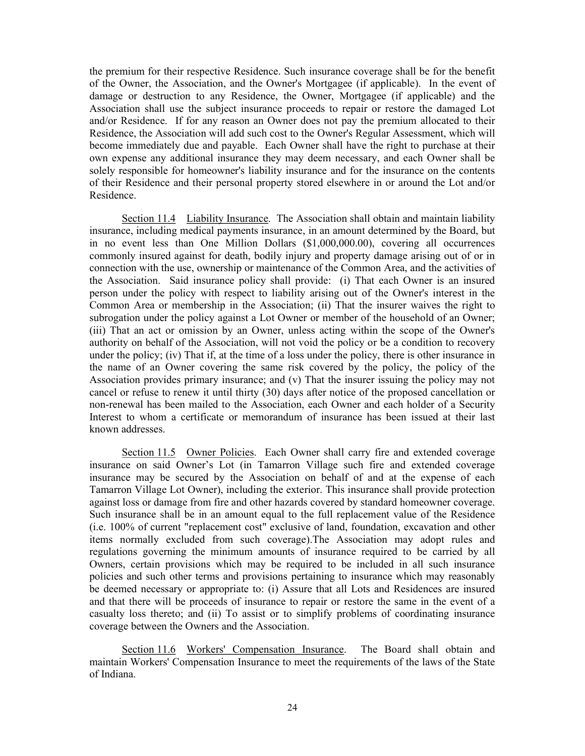the premium for their respective Residence. Such insurance coverage shall be for the benefit of the Owner, the Association, and the Owner's Mortgagee (if applicable). In the event of damage or destruction to any Residence, the Owner, Mortgagee (if applicable) and the Association shall use the subject insurance proceeds to repair or restore the damaged Lot and/or Residence. If for any reason an Owner does not pay the premium allocated to their Residence, the Association will add such cost to the Owner's Regular Assessment, which will become immediately due and payable. Each Owner shall have the right to purchase at their own expense any additional insurance they may deem necessary, and each Owner shall be solely responsible for homeowner's liability insurance and for the insurance on the contents of their Residence and their personal property stored elsewhere in or around the Lot and/or Residence.

Section 11.4 Liability Insurance. The Association shall obtain and maintain liability insurance, including medical payments insurance, in an amount determined by the Board, but in no event less than One Million Dollars ($1,000,000.00), covering all occurrences commonly insured against for death, bodily injury and property damage arising out of or in connection with the use, ownership or maintenance of the Common Area, and the activities of the Association. Said insurance policy shall provide: (i) That each Owner is an insured person under the policy with respect to liability arising out of the Owner's interest in the Common Area or membership in the Association; (ii) That the insurer waives the right to subrogation under the policy against a Lot Owner or member of the household of an Owner; (iii) That an act or omission by an Owner, unless acting within the scope of the Owner's authority on behalf of the Association, will not void the policy or be a condition to recovery under the policy; (iv) That if, at the time of a loss under the policy, there is other insurance in the name of an Owner covering the same risk covered by the policy, the policy of the Association provides primary insurance; and (v) That the insurer issuing the policy may not cancel or refuse to renew it until thirty (30) days after notice of the proposed cancellation or non-renewal has been mailed to the Association, each Owner and each holder of a Security Interest to whom a certificate or memorandum of insurance has been issued at their last known addresses.

Section 11.5 Owner Policies. Each Owner shall carry fire and extended coverage insurance on said Owner's Lot (in Tamarron Village such fire and extended coverage insurance may be secured by the Association on behalf of and at the expense of each Tamarron Village Lot Owner), including the exterior. This insurance shall provide protection against loss or damage from fire and other hazards covered by standard homeowner coverage. Such insurance shall be in an amount equal to the full replacement value of the Residence (i.e. 100% of current "replacement cost" exclusive of land, foundation, excavation and other items normally excluded from such coverage).The Association may adopt rules and regulations governing the minimum amounts of insurance required to be carried by all Owners, certain provisions which may be required to be included in all such insurance policies and such other terms and provisions pertaining to insurance which may reasonably be deemed necessary or appropriate to: (i) Assure that all Lots and Residences are insured and that there will be proceeds of insurance to repair or restore the same in the event of a casualty loss thereto; and (ii) To assist or to simplify problems of coordinating insurance coverage between the Owners and the Association.

Section 11.6 Workers' Compensation Insurance. The Board shall obtain and maintain Workers' Compensation Insurance to meet the requirements of the laws of the State of Indiana.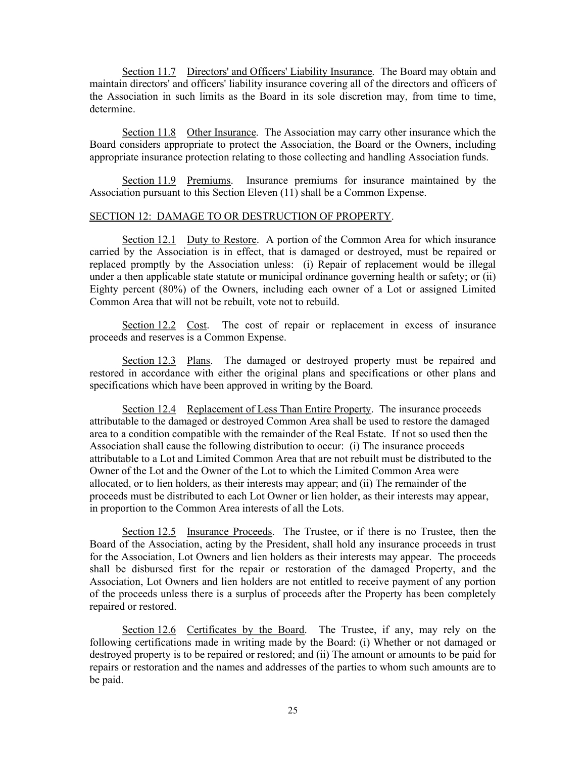Section 11.7 Directors' and Officers' Liability Insurance. The Board may obtain and maintain directors' and officers' liability insurance covering all of the directors and officers of the Association in such limits as the Board in its sole discretion may, from time to time, determine.

Section 11.8 Other Insurance. The Association may carry other insurance which the Board considers appropriate to protect the Association, the Board or the Owners, including appropriate insurance protection relating to those collecting and handling Association funds.

Section 11.9 Premiums. Insurance premiums for insurance maintained by the Association pursuant to this Section Eleven (11) shall be a Common Expense.

SECTION 12: DAMAGE TO OR DESTRUCTION OF PROPERTY.

Section 12.1 Duty to Restore. A portion of the Common Area for which insurance carried by the Association is in effect, that is damaged or destroyed, must be repaired or replaced promptly by the Association unless: (i) Repair of replacement would be illegal under a then applicable state statute or municipal ordinance governing health or safety; or (ii) Eighty percent (80%) of the Owners, including each owner of a Lot or assigned Limited Common Area that will not be rebuilt, vote not to rebuild.

Section 12.2 Cost. The cost of repair or replacement in excess of insurance proceeds and reserves is a Common Expense.

Section 12.3 Plans. The damaged or destroyed property must be repaired and restored in accordance with either the original plans and specifications or other plans and specifications which have been approved in writing by the Board.

Section 12.4 Replacement of Less Than Entire Property. The insurance proceeds attributable to the damaged or destroyed Common Area shall be used to restore the damaged area to a condition compatible with the remainder of the Real Estate. If not so used then the Association shall cause the following distribution to occur: (i) The insurance proceeds attributable to a Lot and Limited Common Area that are not rebuilt must be distributed to the Owner of the Lot and the Owner of the Lot to which the Limited Common Area were allocated, or to lien holders, as their interests may appear; and (ii) The remainder of the proceeds must be distributed to each Lot Owner or lien holder, as their interests may appear, in proportion to the Common Area interests of all the Lots.

Section 12.5 Insurance Proceeds. The Trustee, or if there is no Trustee, then the Board of the Association, acting by the President, shall hold any insurance proceeds in trust for the Association, Lot Owners and lien holders as their interests may appear. The proceeds shall be disbursed first for the repair or restoration of the damaged Property, and the Association, Lot Owners and lien holders are not entitled to receive payment of any portion of the proceeds unless there is a surplus of proceeds after the Property has been completely repaired or restored.

Section 12.6 Certificates by the Board. The Trustee, if any, may rely on the following certifications made in writing made by the Board: (i) Whether or not damaged or destroyed property is to be repaired or restored; and (ii) The amount or amounts to be paid for repairs or restoration and the names and addresses of the parties to whom such amounts are to be paid.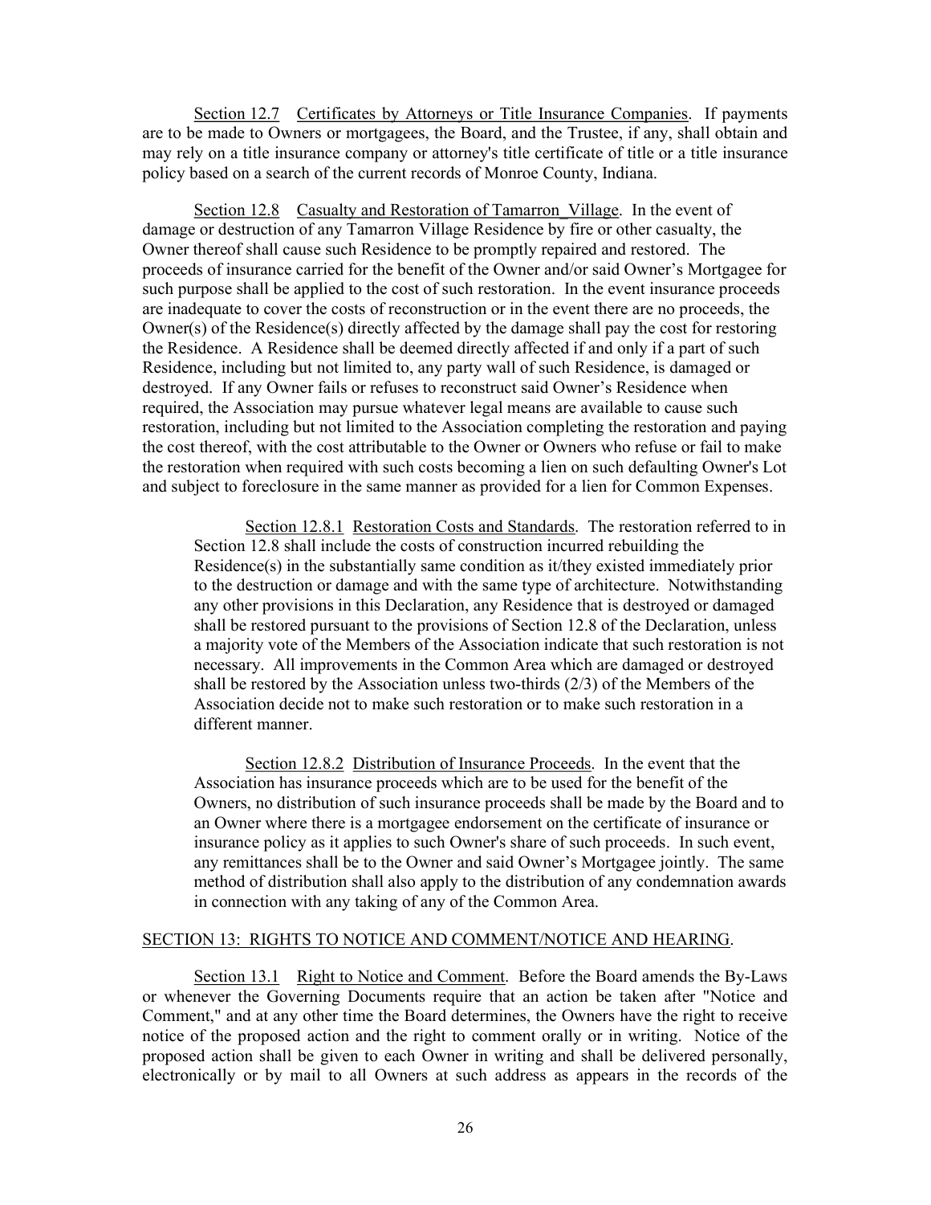Section 12.7 Certificates by Attorneys or Title Insurance Companies. If payments are to be made to Owners or mortgagees, the Board, and the Trustee, if any, shall obtain and may rely on a title insurance company or attorney's title certificate of title or a title insurance policy based on a search of the current records of Monroe County, Indiana.

Section 12.8 Casualty and Restoration of Tamarron_Village. In the event of damage or destruction of any Tamarron Village Residence by fire or other casualty, the Owner thereof shall cause such Residence to be promptly repaired and restored. The proceeds of insurance carried for the benefit of the Owner and/or said Owner's Mortgagee for such purpose shall be applied to the cost of such restoration. In the event insurance proceeds are inadequate to cover the costs of reconstruction or in the event there are no proceeds, the Owner(s) of the Residence(s) directly affected by the damage shall pay the cost for restoring the Residence. A Residence shall be deemed directly affected if and only if a part of such Residence, including but not limited to, any party wall of such Residence, is damaged or destroyed. If any Owner fails or refuses to reconstruct said Owner's Residence when required, the Association may pursue whatever legal means are available to cause such restoration, including but not limited to the Association completing the restoration and paying the cost thereof, with the cost attributable to the Owner or Owners who refuse or fail to make the restoration when required with such costs becoming a lien on such defaulting Owner's Lot and subject to foreclosure in the same manner as provided for a lien for Common Expenses.

Section 12.8.1 Restoration Costs and Standards. The restoration referred to in Section 12.8 shall include the costs of construction incurred rebuilding the Residence(s) in the substantially same condition as it/they existed immediately prior to the destruction or damage and with the same type of architecture. Notwithstanding any other provisions in this Declaration, any Residence that is destroyed or damaged shall be restored pursuant to the provisions of Section 12.8 of the Declaration, unless a majority vote of the Members of the Association indicate that such restoration is not necessary. All improvements in the Common Area which are damaged or destroyed shall be restored by the Association unless two-thirds (2/3) of the Members of the Association decide not to make such restoration or to make such restoration in a different manner.

Section 12.8.2 Distribution of Insurance Proceeds. In the event that the Association has insurance proceeds which are to be used for the benefit of the Owners, no distribution of such insurance proceeds shall be made by the Board and to an Owner where there is a mortgagee endorsement on the certificate of insurance or insurance policy as it applies to such Owner's share of such proceeds. In such event, any remittances shall be to the Owner and said Owner's Mortgagee jointly. The same method of distribution shall also apply to the distribution of any condemnation awards in connection with any taking of any of the Common Area.

## SECTION 13: RIGHTS TO NOTICE AND COMMENT/NOTICE AND HEARING.

Section 13.1 Right to Notice and Comment. Before the Board amends the By-Laws or whenever the Governing Documents require that an action be taken after "Notice and Comment," and at any other time the Board determines, the Owners have the right to receive notice of the proposed action and the right to comment orally or in writing. Notice of the proposed action shall be given to each Owner in writing and shall be delivered personally, electronically or by mail to all Owners at such address as appears in the records of the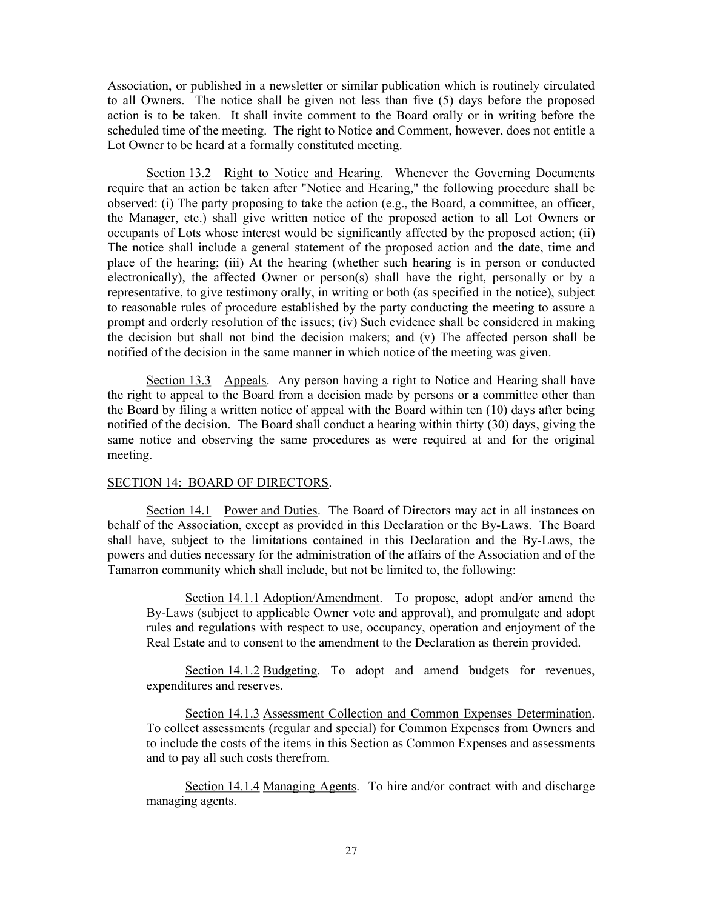Association, or published in a newsletter or similar publication which is routinely circulated to all Owners. The notice shall be given not less than five (5) days before the proposed action is to be taken. It shall invite comment to the Board orally or in writing before the scheduled time of the meeting. The right to Notice and Comment, however, does not entitle a Lot Owner to be heard at a formally constituted meeting.

Section 13.2 Right to Notice and Hearing. Whenever the Governing Documents require that an action be taken after "Notice and Hearing," the following procedure shall be observed: (i) The party proposing to take the action (e.g., the Board, a committee, an officer, the Manager, etc.) shall give written notice of the proposed action to all Lot Owners or occupants of Lots whose interest would be significantly affected by the proposed action; (ii) The notice shall include a general statement of the proposed action and the date, time and place of the hearing; (iii) At the hearing (whether such hearing is in person or conducted electronically), the affected Owner or person(s) shall have the right, personally or by a representative, to give testimony orally, in writing or both (as specified in the notice), subject to reasonable rules of procedure established by the party conducting the meeting to assure a prompt and orderly resolution of the issues; (iv) Such evidence shall be considered in making the decision but shall not bind the decision makers; and (v) The affected person shall be notified of the decision in the same manner in which notice of the meeting was given.

Section 13.3 Appeals. Any person having a right to Notice and Hearing shall have the right to appeal to the Board from a decision made by persons or a committee other than the Board by filing a written notice of appeal with the Board within ten (10) days after being notified of the decision. The Board shall conduct a hearing within thirty (30) days, giving the same notice and observing the same procedures as were required at and for the original meeting.

## SECTION 14: BOARD OF DIRECTORS.

Section 14.1 Power and Duties. The Board of Directors may act in all instances on behalf of the Association, except as provided in this Declaration or the By-Laws. The Board shall have, subject to the limitations contained in this Declaration and the By-Laws, the powers and duties necessary for the administration of the affairs of the Association and of the Tamarron community which shall include, but not be limited to, the following:

Section 14.1.1 Adoption/Amendment. To propose, adopt and/or amend the By-Laws (subject to applicable Owner vote and approval), and promulgate and adopt rules and regulations with respect to use, occupancy, operation and enjoyment of the Real Estate and to consent to the amendment to the Declaration as therein provided.

Section 14.1.2 Budgeting. To adopt and amend budgets for revenues, expenditures and reserves.

Section 14.1.3 Assessment Collection and Common Expenses Determination. To collect assessments (regular and special) for Common Expenses from Owners and to include the costs of the items in this Section as Common Expenses and assessments and to pay all such costs therefrom.

Section 14.1.4 Managing Agents. To hire and/or contract with and discharge managing agents.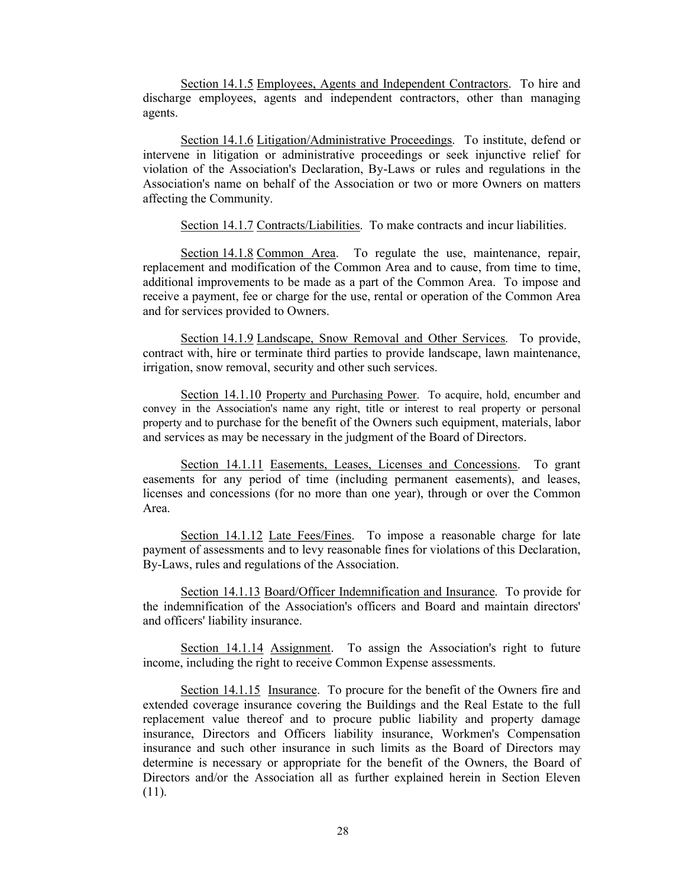Section 14.1.5 Employees, Agents and Independent Contractors. To hire and discharge employees, agents and independent contractors, other than managing agents.

Section 14.1.6 Litigation/Administrative Proceedings. To institute, defend or intervene in litigation or administrative proceedings or seek injunctive relief for violation of the Association's Declaration, By-Laws or rules and regulations in the Association's name on behalf of the Association or two or more Owners on matters affecting the Community.

Section 14.1.7 Contracts/Liabilities. To make contracts and incur liabilities.

Section 14.1.8 Common Area. To regulate the use, maintenance, repair, replacement and modification of the Common Area and to cause, from time to time, additional improvements to be made as a part of the Common Area. To impose and receive a payment, fee or charge for the use, rental or operation of the Common Area and for services provided to Owners.

Section 14.1.9 Landscape, Snow Removal and Other Services. To provide, contract with, hire or terminate third parties to provide landscape, lawn maintenance, irrigation, snow removal, security and other such services.

Section 14.1.10 Property and Purchasing Power. To acquire, hold, encumber and convey in the Association's name any right, title or interest to real property or personal property and to purchase for the benefit of the Owners such equipment, materials, labor and services as may be necessary in the judgment of the Board of Directors.

Section 14.1.11 Easements, Leases, Licenses and Concessions. To grant easements for any period of time (including permanent easements), and leases, licenses and concessions (for no more than one year), through or over the Common Area.

Section 14.1.12 Late Fees/Fines. To impose a reasonable charge for late payment of assessments and to levy reasonable fines for violations of this Declaration, By-Laws, rules and regulations of the Association.

Section 14.1.13 Board/Officer Indemnification and Insurance. To provide for the indemnification of the Association's officers and Board and maintain directors' and officers' liability insurance.

Section 14.1.14 Assignment. To assign the Association's right to future income, including the right to receive Common Expense assessments.

Section 14.1.15 Insurance. To procure for the benefit of the Owners fire and extended coverage insurance covering the Buildings and the Real Estate to the full replacement value thereof and to procure public liability and property damage insurance, Directors and Officers liability insurance, Workmen's Compensation insurance and such other insurance in such limits as the Board of Directors may determine is necessary or appropriate for the benefit of the Owners, the Board of Directors and/or the Association all as further explained herein in Section Eleven (11).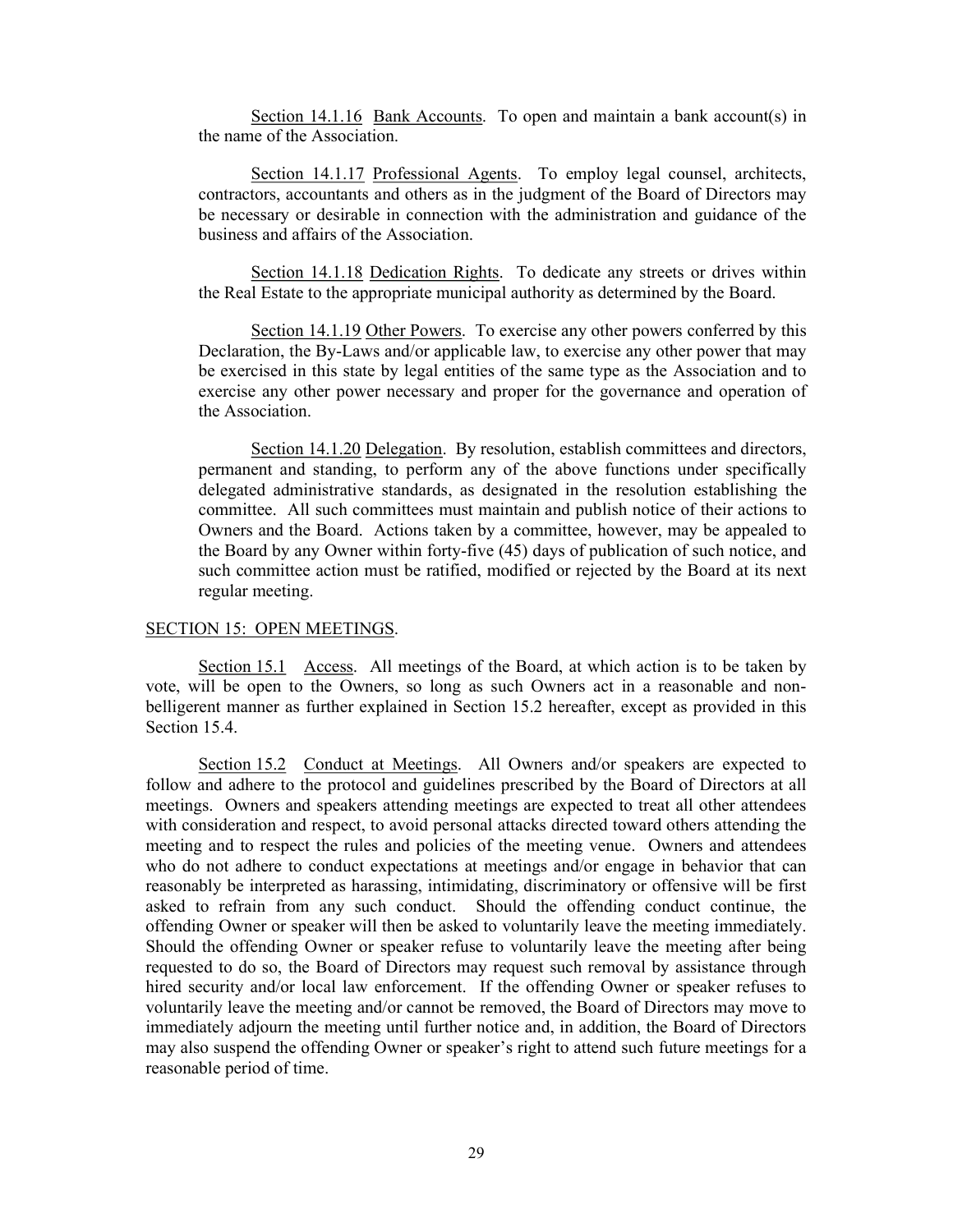Section 14.1.16 Bank Accounts. To open and maintain a bank account(s) in the name of the Association.

Section 14.1.17 Professional Agents. To employ legal counsel, architects, contractors, accountants and others as in the judgment of the Board of Directors may be necessary or desirable in connection with the administration and guidance of the business and affairs of the Association.

Section 14.1.18 Dedication Rights. To dedicate any streets or drives within the Real Estate to the appropriate municipal authority as determined by the Board.

Section 14.1.19 Other Powers. To exercise any other powers conferred by this Declaration, the By-Laws and/or applicable law, to exercise any other power that may be exercised in this state by legal entities of the same type as the Association and to exercise any other power necessary and proper for the governance and operation of the Association.

Section 14.1.20 Delegation. By resolution, establish committees and directors, permanent and standing, to perform any of the above functions under specifically delegated administrative standards, as designated in the resolution establishing the committee. All such committees must maintain and publish notice of their actions to Owners and the Board. Actions taken by a committee, however, may be appealed to the Board by any Owner within forty-five (45) days of publication of such notice, and such committee action must be ratified, modified or rejected by the Board at its next regular meeting.

## SECTION 15: OPEN MEETINGS.

Section 15.1 Access. All meetings of the Board, at which action is to be taken by vote, will be open to the Owners, so long as such Owners act in a reasonable and non-belligerent manner as further explained in Section 15.2 hereafter, except as provided in this Section 15.4.

Section 15.2 Conduct at Meetings. All Owners and/or speakers are expected to follow and adhere to the protocol and guidelines prescribed by the Board of Directors at all meetings. Owners and speakers attending meetings are expected to treat all other attendees with consideration and respect, to avoid personal attacks directed toward others attending the meeting and to respect the rules and policies of the meeting venue. Owners and attendees who do not adhere to conduct expectations at meetings and/or engage in behavior that can reasonably be interpreted as harassing, intimidating, discriminatory or offensive will be first asked to refrain from any such conduct. Should the offending conduct continue, the offending Owner or speaker will then be asked to voluntarily leave the meeting immediately. Should the offending Owner or speaker refuse to voluntarily leave the meeting after being requested to do so, the Board of Directors may request such removal by assistance through hired security and/or local law enforcement. If the offending Owner or speaker refuses to voluntarily leave the meeting and/or cannot be removed, the Board of Directors may move to immediately adjourn the meeting until further notice and, in addition, the Board of Directors may also suspend the offending Owner or speaker's right to attend such future meetings for a reasonable period of time.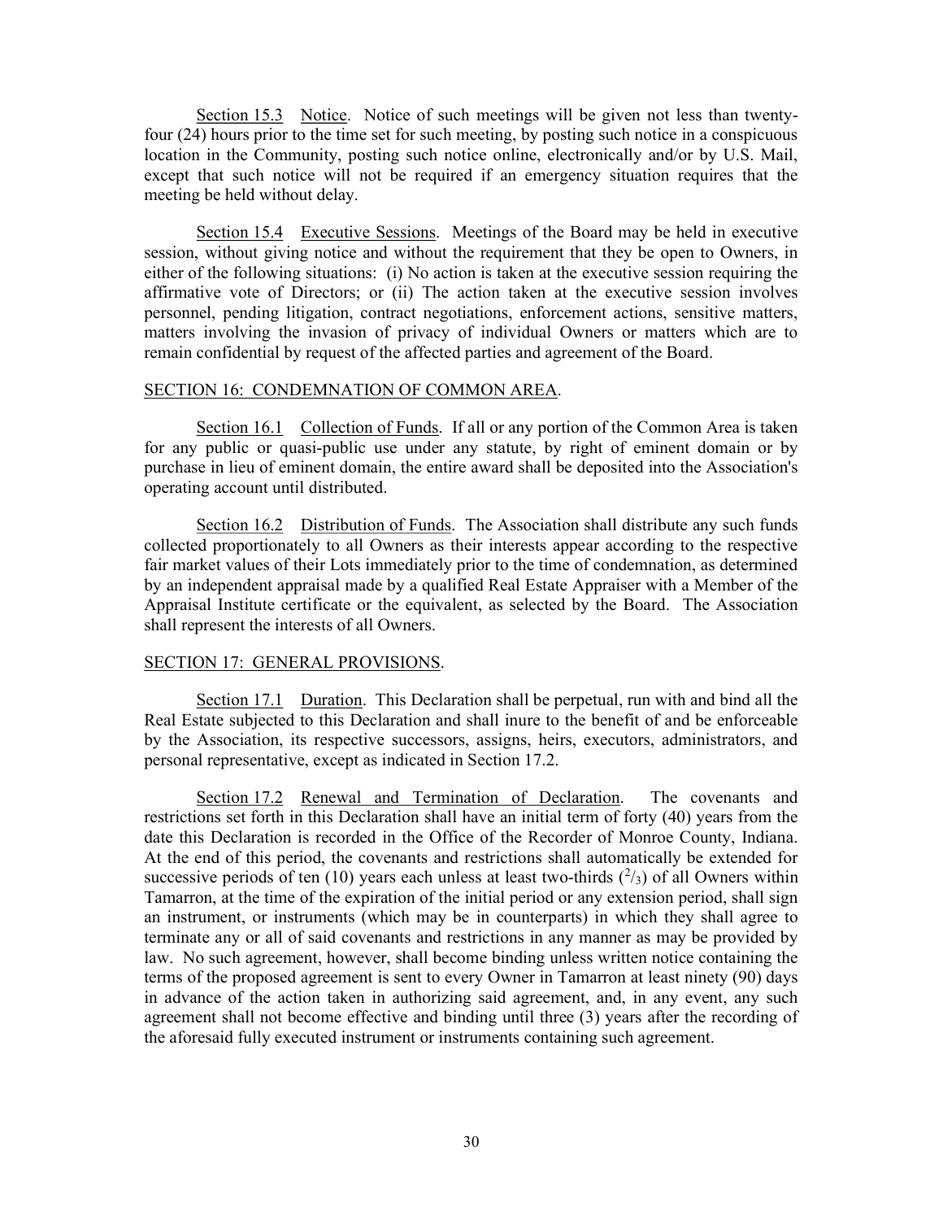Section 15.3 Notice. Notice of such meetings will be given not less than twenty-four (24) hours prior to the time set for such meeting, by posting such notice in a conspicuous location in the Community, posting such notice online, electronically and/or by U.S. Mail, except that such notice will not be required if an emergency situation requires that the meeting be held without delay.

Section 15.4 Executive Sessions. Meetings of the Board may be held in executive session, without giving notice and without the requirement that they be open to Owners, in either of the following situations: (i) No action is taken at the executive session requiring the affirmative vote of Directors; or (ii) The action taken at the executive session involves personnel, pending litigation, contract negotiations, enforcement actions, sensitive matters, matters involving the invasion of privacy of individual Owners or matters which are to remain confidential by request of the affected parties and agreement of the Board.

## SECTION 16: CONDEMNATION OF COMMON AREA.

Section 16.1 Collection of Funds. If all or any portion of the Common Area is taken for any public or quasi-public use under any statute, by right of eminent domain or by purchase in lieu of eminent domain, the entire award shall be deposited into the Association's operating account until distributed.

Section 16.2 Distribution of Funds. The Association shall distribute any such funds collected proportionately to all Owners as their interests appear according to the respective fair market values of their Lots immediately prior to the time of condemnation, as determined by an independent appraisal made by a qualified Real Estate Appraiser with a Member of the Appraisal Institute certificate or the equivalent, as selected by the Board. The Association shall represent the interests of all Owners.

## SECTION 17: GENERAL PROVISIONS.

Section 17.1 Duration. This Declaration shall be perpetual, run with and bind all the Real Estate subjected to this Declaration and shall inure to the benefit of and be enforceable by the Association, its respective successors, assigns, heirs, executors, administrators, and personal representative, except as indicated in Section 17.2.

Section 17.2 Renewal and Termination of Declaration. The covenants and restrictions set forth in this Declaration shall have an initial term of forty (40) years from the date this Declaration is recorded in the Office of the Recorder of Monroe County, Indiana. At the end of this period, the covenants and restrictions shall automatically be extended for successive periods of ten (10) years each unless at least two-thirds ($^2/_3$) of all Owners within Tamarron, at the time of the expiration of the initial period or any extension period, shall sign an instrument, or instruments (which may be in counterparts) in which they shall agree to terminate any or all of said covenants and restrictions in any manner as may be provided by law. No such agreement, however, shall become binding unless written notice containing the terms of the proposed agreement is sent to every Owner in Tamarron at least ninety (90) days in advance of the action taken in authorizing said agreement, and, in any event, any such agreement shall not become effective and binding until three (3) years after the recording of the aforesaid fully executed instrument or instruments containing such agreement.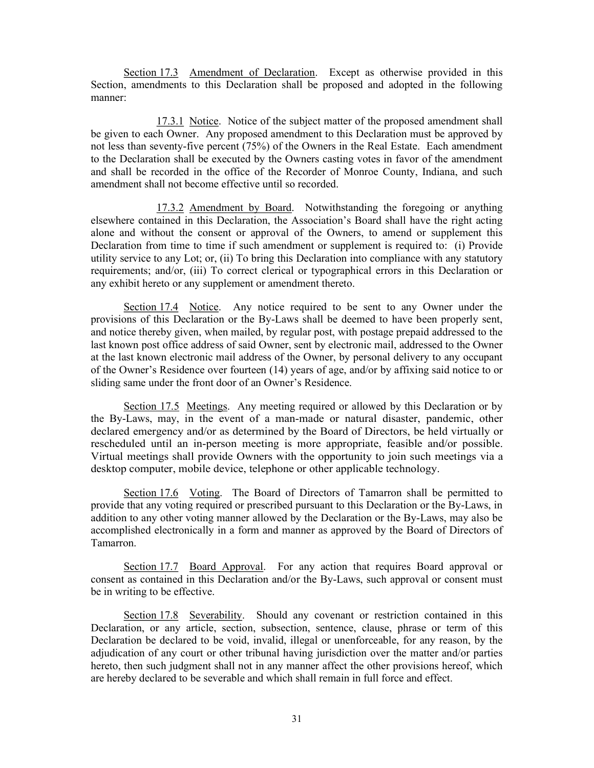Section 17.3 Amendment of Declaration. Except as otherwise provided in this Section, amendments to this Declaration shall be proposed and adopted in the following manner:

17.3.1 Notice. Notice of the subject matter of the proposed amendment shall be given to each Owner. Any proposed amendment to this Declaration must be approved by not less than seventy-five percent (75%) of the Owners in the Real Estate. Each amendment to the Declaration shall be executed by the Owners casting votes in favor of the amendment and shall be recorded in the office of the Recorder of Monroe County, Indiana, and such amendment shall not become effective until so recorded.

17.3.2 Amendment by Board. Notwithstanding the foregoing or anything elsewhere contained in this Declaration, the Association's Board shall have the right acting alone and without the consent or approval of the Owners, to amend or supplement this Declaration from time to time if such amendment or supplement is required to: (i) Provide utility service to any Lot; or, (ii) To bring this Declaration into compliance with any statutory requirements; and/or, (iii) To correct clerical or typographical errors in this Declaration or any exhibit hereto or any supplement or amendment thereto.

Section 17.4 Notice. Any notice required to be sent to any Owner under the provisions of this Declaration or the By-Laws shall be deemed to have been properly sent, and notice thereby given, when mailed, by regular post, with postage prepaid addressed to the last known post office address of said Owner, sent by electronic mail, addressed to the Owner at the last known electronic mail address of the Owner, by personal delivery to any occupant of the Owner's Residence over fourteen (14) years of age, and/or by affixing said notice to or sliding same under the front door of an Owner's Residence.

Section 17.5 Meetings. Any meeting required or allowed by this Declaration or by the By-Laws, may, in the event of a man-made or natural disaster, pandemic, other declared emergency and/or as determined by the Board of Directors, be held virtually or rescheduled until an in-person meeting is more appropriate, feasible and/or possible. Virtual meetings shall provide Owners with the opportunity to join such meetings via a desktop computer, mobile device, telephone or other applicable technology.

Section 17.6 Voting. The Board of Directors of Tamarron shall be permitted to provide that any voting required or prescribed pursuant to this Declaration or the By-Laws, in addition to any other voting manner allowed by the Declaration or the By-Laws, may also be accomplished electronically in a form and manner as approved by the Board of Directors of Tamarron.

Section 17.7 Board Approval. For any action that requires Board approval or consent as contained in this Declaration and/or the By-Laws, such approval or consent must be in writing to be effective.

Section 17.8 Severability. Should any covenant or restriction contained in this Declaration, or any article, section, subsection, sentence, clause, phrase or term of this Declaration be declared to be void, invalid, illegal or unenforceable, for any reason, by the adjudication of any court or other tribunal having jurisdiction over the matter and/or parties hereto, then such judgment shall not in any manner affect the other provisions hereof, which are hereby declared to be severable and which shall remain in full force and effect.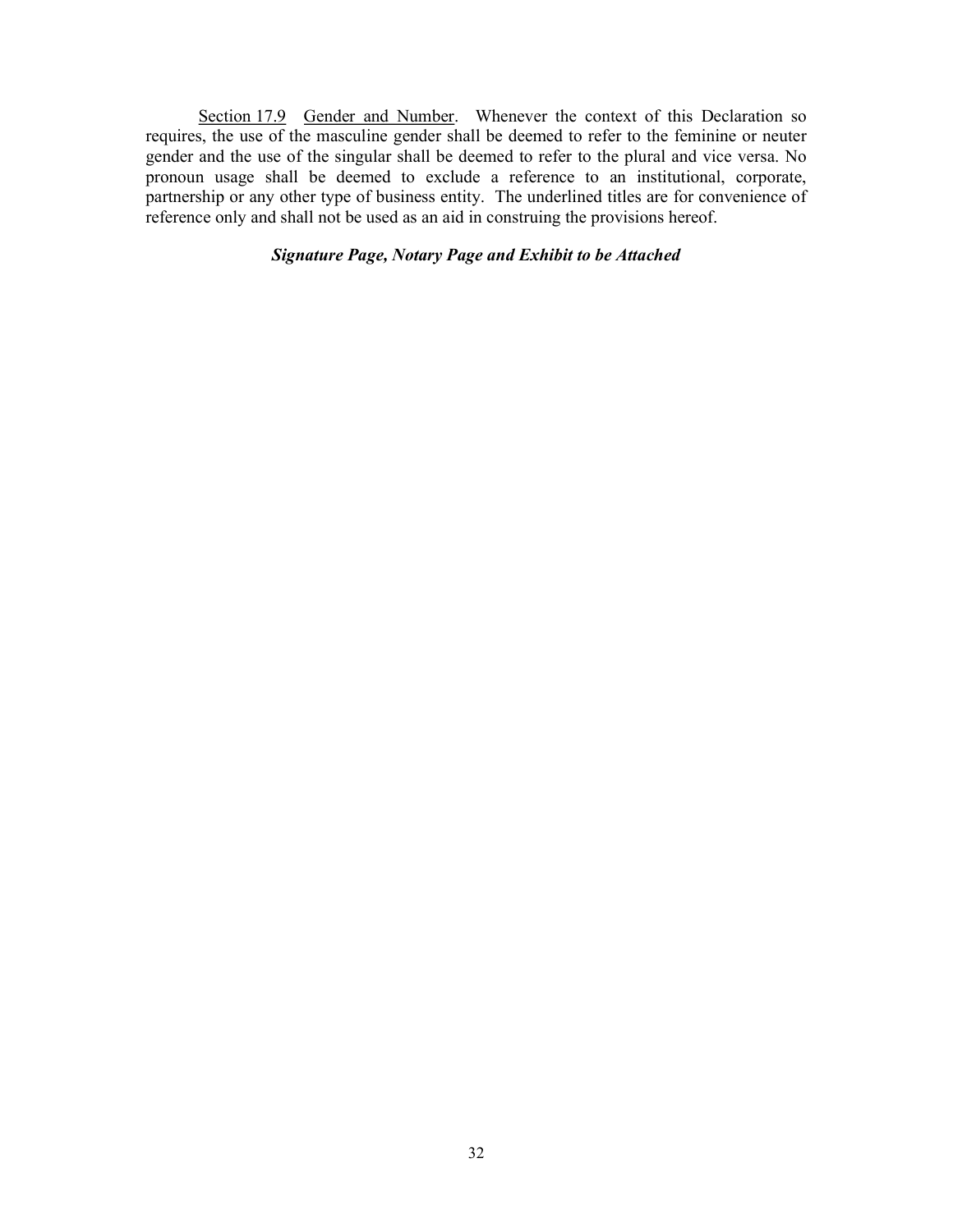Section 17.9 Gender and Number. Whenever the context of this Declaration so requires, the use of the masculine gender shall be deemed to refer to the feminine or neuter gender and the use of the singular shall be deemed to refer to the plural and vice versa. No pronoun usage shall be deemed to exclude a reference to an institutional, corporate, partnership or any other type of business entity. The underlined titles are for convenience of reference only and shall not be used as an aid in construing the provisions hereof.

***Signature Page, Notary Page and Exhibit to be Attached***